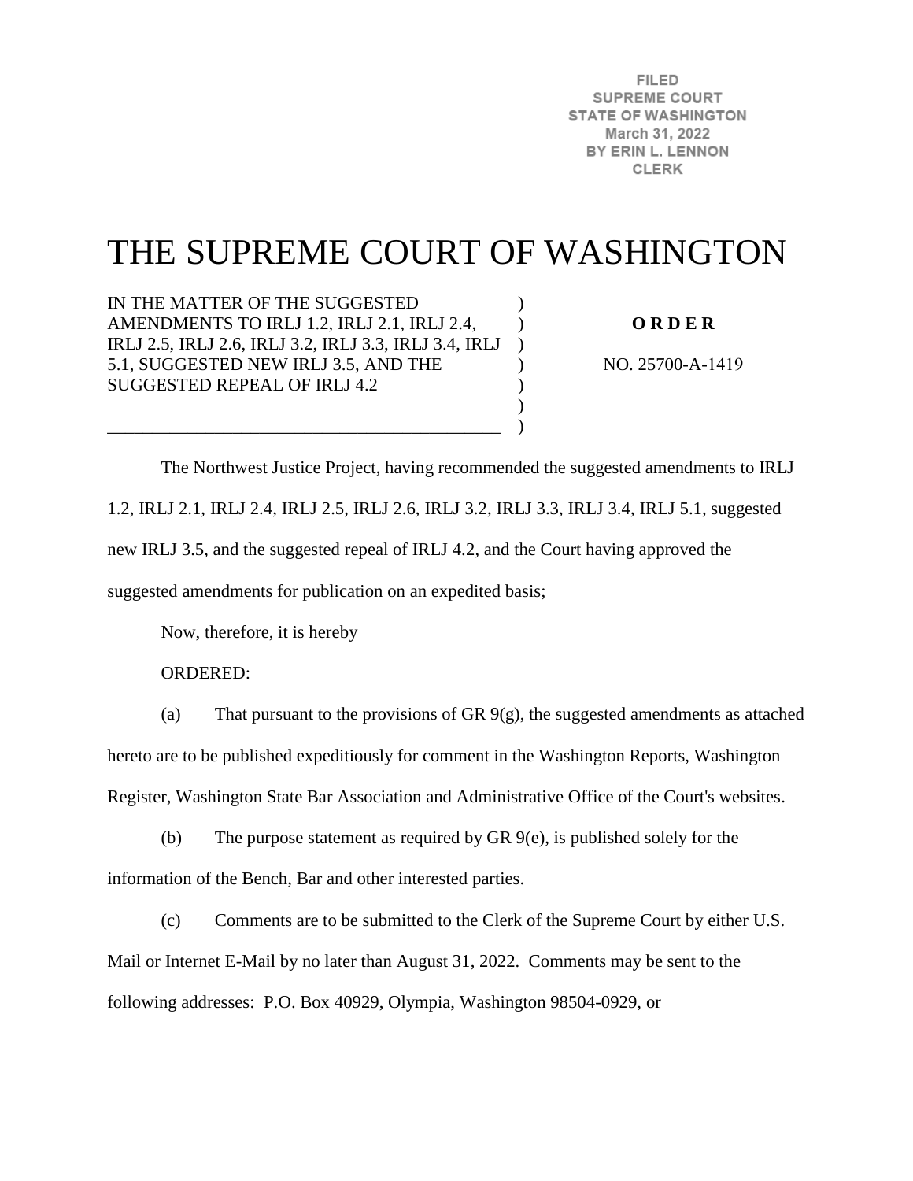FILED
SUPREME COURT
STATE OF WASHINGTON
March 31, 2022
BY ERIN L. LENNON
CLERK

# THE SUPREME COURT OF WASHINGTON

IN THE MATTER OF THE SUGGESTED AMENDMENTS TO IRLJ 1.2, IRLJ 2.1, IRLJ 2.4, IRLJ 2.5, IRLJ 2.6, IRLJ 3.2, IRLJ 3.3, IRLJ 3.4, IRLJ 5.1, SUGGESTED NEW IRLJ 3.5, AND THE SUGGESTED REPEAL OF IRLJ 4.2

**O R D E R**

NO. 25700-A-1419

The Northwest Justice Project, having recommended the suggested amendments to IRLJ 1.2, IRLJ 2.1, IRLJ 2.4, IRLJ 2.5, IRLJ 2.6, IRLJ 3.2, IRLJ 3.3, IRLJ 3.4, IRLJ 5.1, suggested new IRLJ 3.5, and the suggested repeal of IRLJ 4.2, and the Court having approved the suggested amendments for publication on an expedited basis;

Now, therefore, it is hereby

ORDERED:

(a) That pursuant to the provisions of GR 9(g), the suggested amendments as attached hereto are to be published expeditiously for comment in the Washington Reports, Washington Register, Washington State Bar Association and Administrative Office of the Court's websites.

(b) The purpose statement as required by GR 9(e), is published solely for the information of the Bench, Bar and other interested parties.

(c) Comments are to be submitted to the Clerk of the Supreme Court by either U.S. Mail or Internet E-Mail by no later than August 31, 2022. Comments may be sent to the following addresses: P.O. Box 40929, Olympia, Washington 98504-0929, or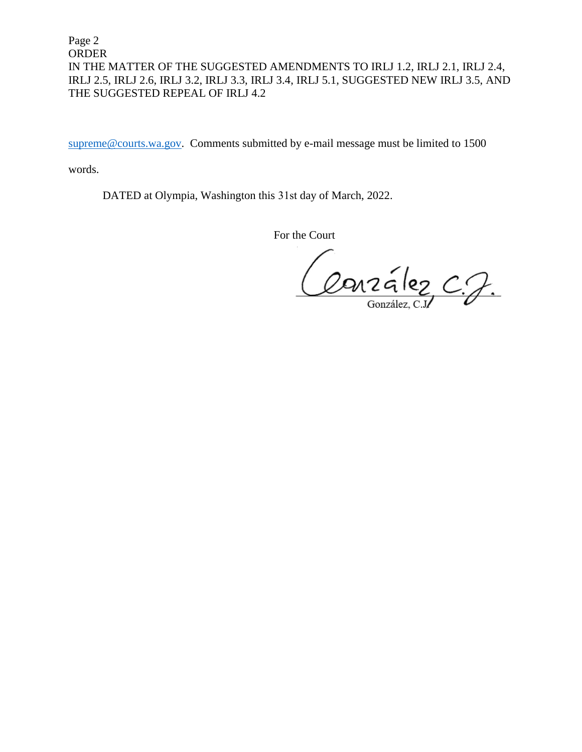supreme@courts.wa.gov. Comments submitted by e-mail message must be limited to 1500 words.

DATED at Olympia, Washington this 31st day of March, 2022.

For the Court

González, C.J.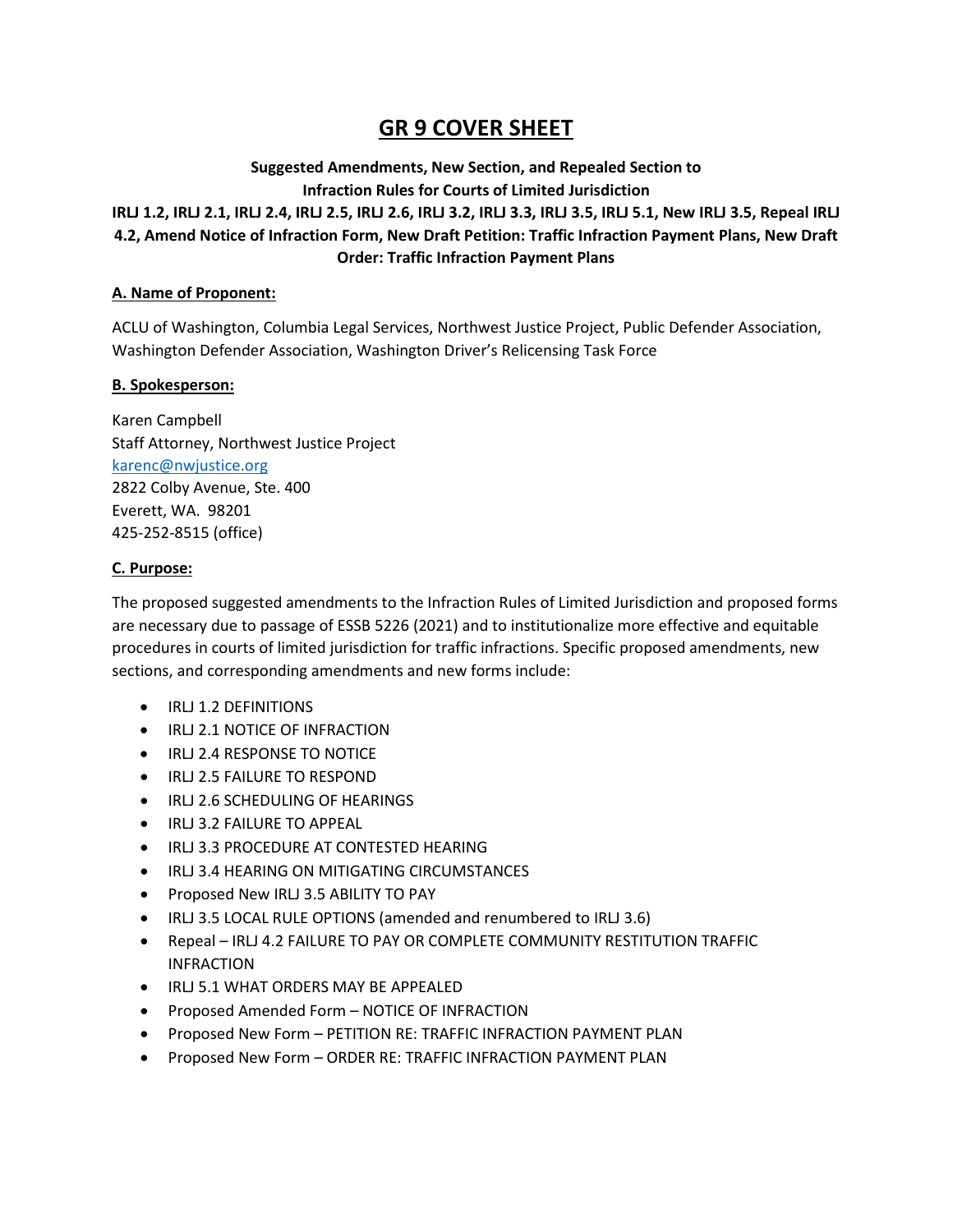# GR 9 COVER SHEET

**Suggested Amendments, New Section, and Repealed Section to Infraction Rules for Courts of Limited Jurisdiction**

**IRLJ 1.2, IRLJ 2.1, IRLJ 2.4, IRLJ 2.5, IRLJ 2.6, IRLJ 3.2, IRLJ 3.3, IRLJ 3.5, IRLJ 5.1, New IRLJ 3.5, Repeal IRLJ 4.2, Amend Notice of Infraction Form, New Draft Petition: Traffic Infraction Payment Plans, New Draft Order: Traffic Infraction Payment Plans**

## A. Name of Proponent:

ACLU of Washington, Columbia Legal Services, Northwest Justice Project, Public Defender Association, Washington Defender Association, Washington Driver's Relicensing Task Force

## B. Spokesperson:

Karen Campbell
Staff Attorney, Northwest Justice Project
karenc@nwjustice.org
2822 Colby Avenue, Ste. 400
Everett, WA. 98201
425-252-8515 (office)

## C. Purpose:

The proposed suggested amendments to the Infraction Rules of Limited Jurisdiction and proposed forms are necessary due to passage of ESSB 5226 (2021) and to institutionalize more effective and equitable procedures in courts of limited jurisdiction for traffic infractions. Specific proposed amendments, new sections, and corresponding amendments and new forms include:

- IRLJ 1.2 DEFINITIONS
- IRLJ 2.1 NOTICE OF INFRACTION
- IRLJ 2.4 RESPONSE TO NOTICE
- IRLJ 2.5 FAILURE TO RESPOND
- IRLJ 2.6 SCHEDULING OF HEARINGS
- IRLJ 3.2 FAILURE TO APPEAL
- IRLJ 3.3 PROCEDURE AT CONTESTED HEARING
- IRLJ 3.4 HEARING ON MITIGATING CIRCUMSTANCES
- Proposed New IRLJ 3.5 ABILITY TO PAY
- IRLJ 3.5 LOCAL RULE OPTIONS (amended and renumbered to IRLJ 3.6)
- Repeal – IRLJ 4.2 FAILURE TO PAY OR COMPLETE COMMUNITY RESTITUTION TRAFFIC INFRACTION
- IRLJ 5.1 WHAT ORDERS MAY BE APPEALED
- Proposed Amended Form – NOTICE OF INFRACTION
- Proposed New Form – PETITION RE: TRAFFIC INFRACTION PAYMENT PLAN
- Proposed New Form – ORDER RE: TRAFFIC INFRACTION PAYMENT PLAN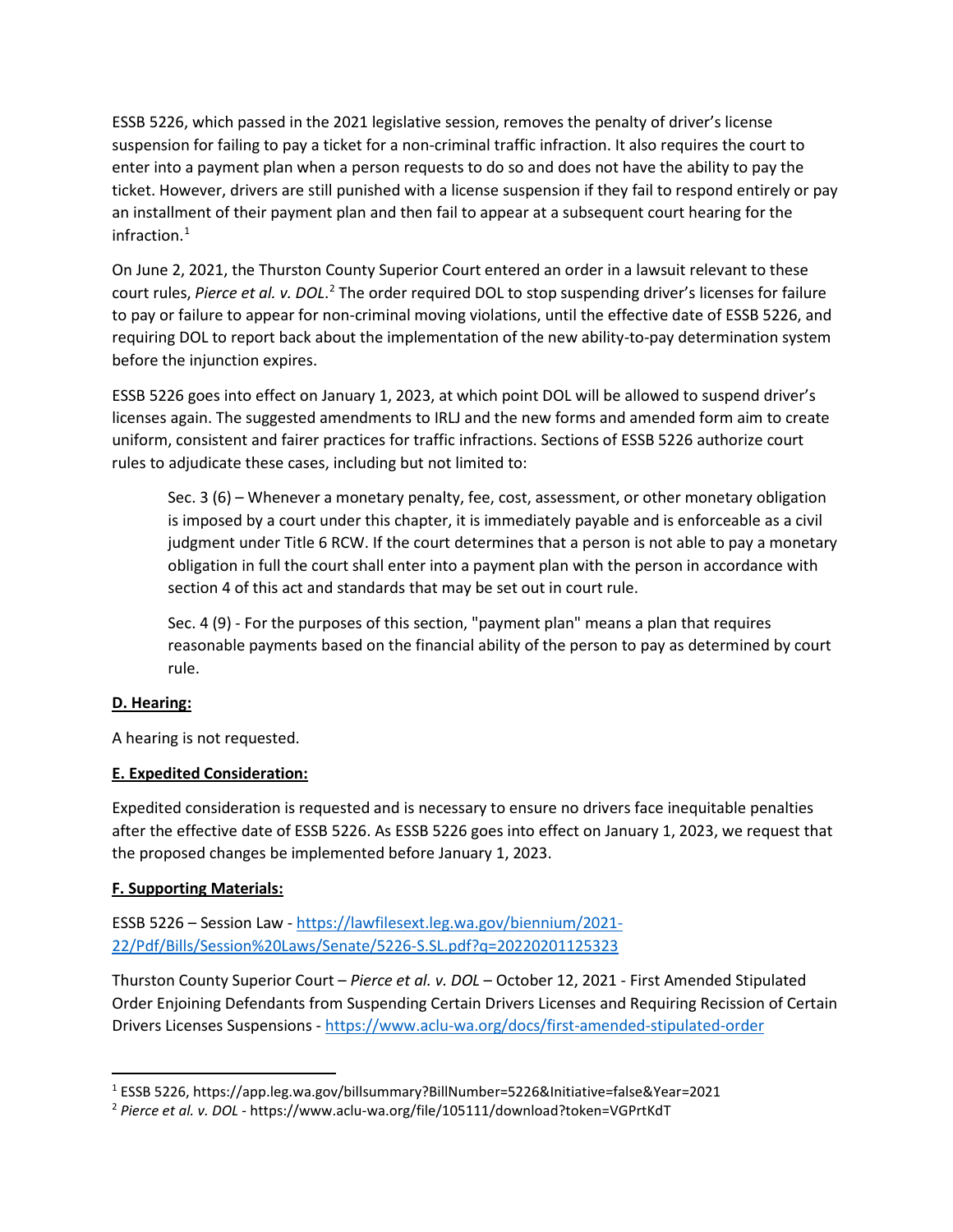ESSB 5226, which passed in the 2021 legislative session, removes the penalty of driver's license suspension for failing to pay a ticket for a non-criminal traffic infraction. It also requires the court to enter into a payment plan when a person requests to do so and does not have the ability to pay the ticket. However, drivers are still punished with a license suspension if they fail to respond entirely or pay an installment of their payment plan and then fail to appear at a subsequent court hearing for the infraction.[1]

On June 2, 2021, the Thurston County Superior Court entered an order in a lawsuit relevant to these court rules, *Pierce et al. v. DOL*.[2] The order required DOL to stop suspending driver's licenses for failure to pay or failure to appear for non-criminal moving violations, until the effective date of ESSB 5226, and requiring DOL to report back about the implementation of the new ability-to-pay determination system before the injunction expires.

ESSB 5226 goes into effect on January 1, 2023, at which point DOL will be allowed to suspend driver's licenses again. The suggested amendments to IRLJ and the new forms and amended form aim to create uniform, consistent and fairer practices for traffic infractions. Sections of ESSB 5226 authorize court rules to adjudicate these cases, including but not limited to:

> Sec. 3 (6) – Whenever a monetary penalty, fee, cost, assessment, or other monetary obligation is imposed by a court under this chapter, it is immediately payable and is enforceable as a civil judgment under Title 6 RCW. If the court determines that a person is not able to pay a monetary obligation in full the court shall enter into a payment plan with the person in accordance with section 4 of this act and standards that may be set out in court rule.
>
> Sec. 4 (9) - For the purposes of this section, "payment plan" means a plan that requires reasonable payments based on the financial ability of the person to pay as determined by court rule.

**D. Hearing:**

A hearing is not requested.

**E. Expedited Consideration:**

Expedited consideration is requested and is necessary to ensure no drivers face inequitable penalties after the effective date of ESSB 5226. As ESSB 5226 goes into effect on January 1, 2023, we request that the proposed changes be implemented before January 1, 2023.

**F. Supporting Materials:**

ESSB 5226 – Session Law - https://lawfilesext.leg.wa.gov/biennium/2021-22/Pdf/Bills/Session%20Laws/Senate/5226-S.SL.pdf?q=20220201125323

Thurston County Superior Court – *Pierce et al. v. DOL* – October 12, 2021 - First Amended Stipulated Order Enjoining Defendants from Suspending Certain Drivers Licenses and Requiring Recission of Certain Drivers Licenses Suspensions - https://www.aclu-wa.org/docs/first-amended-stipulated-order

---

[1] ESSB 5226, https://app.leg.wa.gov/billsummary?BillNumber=5226&Initiative=false&Year=2021

[2] *Pierce et al. v. DOL* - https://www.aclu-wa.org/file/105111/download?token=VGPrtKdT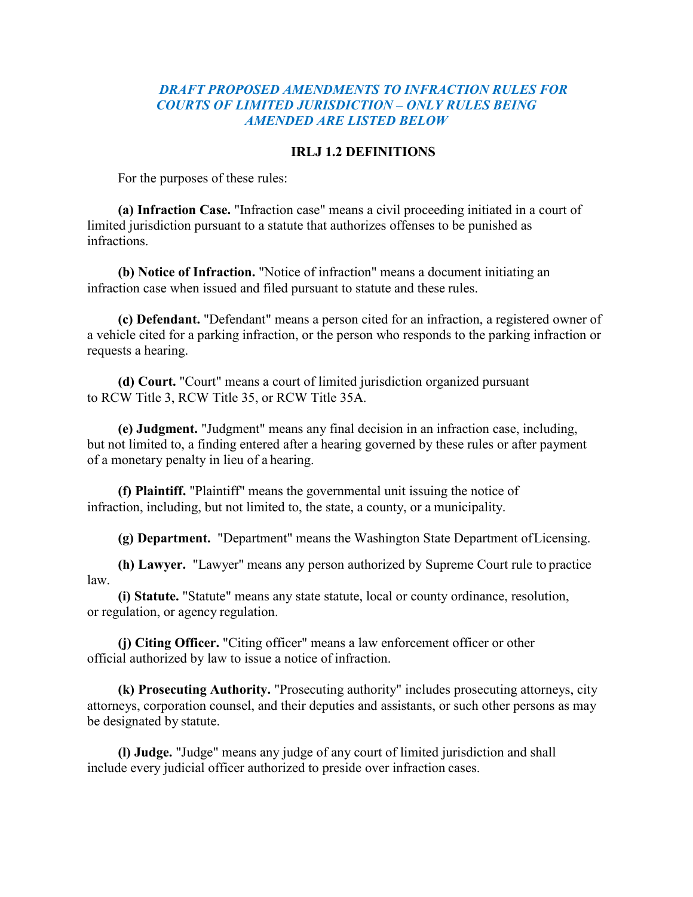*DRAFT PROPOSED AMENDMENTS TO INFRACTION RULES FOR COURTS OF LIMITED JURISDICTION – ONLY RULES BEING AMENDED ARE LISTED BELOW*

## IRLJ 1.2 DEFINITIONS

For the purposes of these rules:

**(a) Infraction Case.** "Infraction case" means a civil proceeding initiated in a court of limited jurisdiction pursuant to a statute that authorizes offenses to be punished as infractions.

**(b) Notice of Infraction.** "Notice of infraction" means a document initiating an infraction case when issued and filed pursuant to statute and these rules.

**(c) Defendant.** "Defendant" means a person cited for an infraction, a registered owner of a vehicle cited for a parking infraction, or the person who responds to the parking infraction or requests a hearing.

**(d) Court.** "Court" means a court of limited jurisdiction organized pursuant to RCW Title 3, RCW Title 35, or RCW Title 35A.

**(e) Judgment.** "Judgment" means any final decision in an infraction case, including, but not limited to, a finding entered after a hearing governed by these rules or after payment of a monetary penalty in lieu of a hearing.

**(f) Plaintiff.** "Plaintiff" means the governmental unit issuing the notice of infraction, including, but not limited to, the state, a county, or a municipality.

**(g) Department.** "Department" means the Washington State Department of Licensing.

**(h) Lawyer.** "Lawyer" means any person authorized by Supreme Court rule to practice law.

**(i) Statute.** "Statute" means any state statute, local or county ordinance, resolution, or regulation, or agency regulation.

**(j) Citing Officer.** "Citing officer" means a law enforcement officer or other official authorized by law to issue a notice of infraction.

**(k) Prosecuting Authority.** "Prosecuting authority" includes prosecuting attorneys, city attorneys, corporation counsel, and their deputies and assistants, or such other persons as may be designated by statute.

**(l) Judge.** "Judge" means any judge of any court of limited jurisdiction and shall include every judicial officer authorized to preside over infraction cases.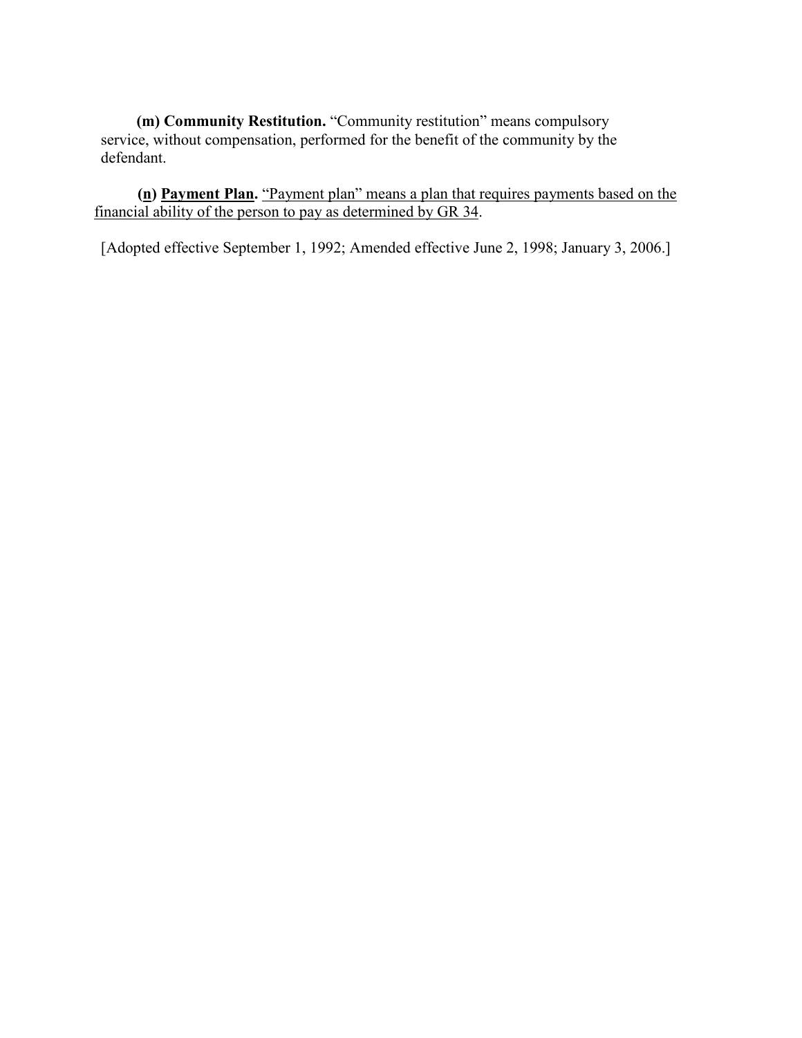**(m) Community Restitution.** “Community restitution” means compulsory service, without compensation, performed for the benefit of the community by the defendant.

**(n) Payment Plan.** “Payment plan” means a plan that requires payments based on the financial ability of the person to pay as determined by GR 34.

[Adopted effective September 1, 1992; Amended effective June 2, 1998; January 3, 2006.]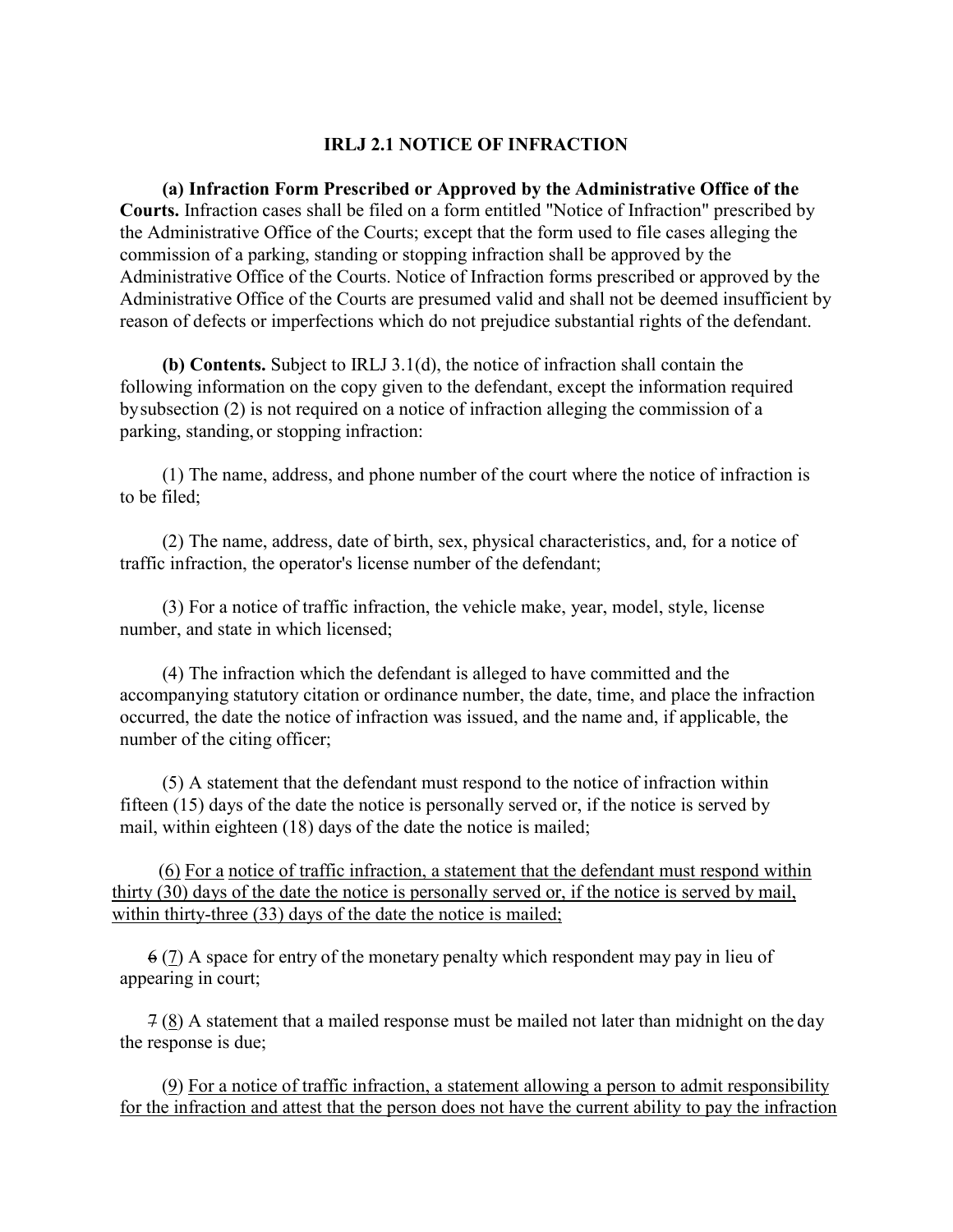**IRLJ 2.1 NOTICE OF INFRACTION**

**(a) Infraction Form Prescribed or Approved by the Administrative Office of the Courts.** Infraction cases shall be filed on a form entitled "Notice of Infraction" prescribed by the Administrative Office of the Courts; except that the form used to file cases alleging the commission of a parking, standing or stopping infraction shall be approved by the Administrative Office of the Courts. Notice of Infraction forms prescribed or approved by the Administrative Office of the Courts are presumed valid and shall not be deemed insufficient by reason of defects or imperfections which do not prejudice substantial rights of the defendant.

**(b) Contents.** Subject to IRLJ 3.1(d), the notice of infraction shall contain the following information on the copy given to the defendant, except the information required by subsection (2) is not required on a notice of infraction alleging the commission of a parking, standing, or stopping infraction:

(1) The name, address, and phone number of the court where the notice of infraction is to be filed;

(2) The name, address, date of birth, sex, physical characteristics, and, for a notice of traffic infraction, the operator's license number of the defendant;

(3) For a notice of traffic infraction, the vehicle make, year, model, style, license number, and state in which licensed;

(4) The infraction which the defendant is alleged to have committed and the accompanying statutory citation or ordinance number, the date, time, and place the infraction occurred, the date the notice of infraction was issued, and the name and, if applicable, the number of the citing officer;

(5) A statement that the defendant must respond to the notice of infraction within fifteen (15) days of the date the notice is personally served or, if the notice is served by mail, within eighteen (18) days of the date the notice is mailed;

<u>(6) For a notice of traffic infraction, a statement that the defendant must respond within thirty (30) days of the date the notice is personally served or, if the notice is served by mail, within thirty-three (33) days of the date the notice is mailed;</u>

~~6~~ <u>(7)</u> A space for entry of the monetary penalty which respondent may pay in lieu of appearing in court;

~~7~~ <u>(8)</u> A statement that a mailed response must be mailed not later than midnight on the day the response is due;

<u>(9) For a notice of traffic infraction, a statement allowing a person to admit responsibility for the infraction and attest that the person does not have the current ability to pay the infraction</u>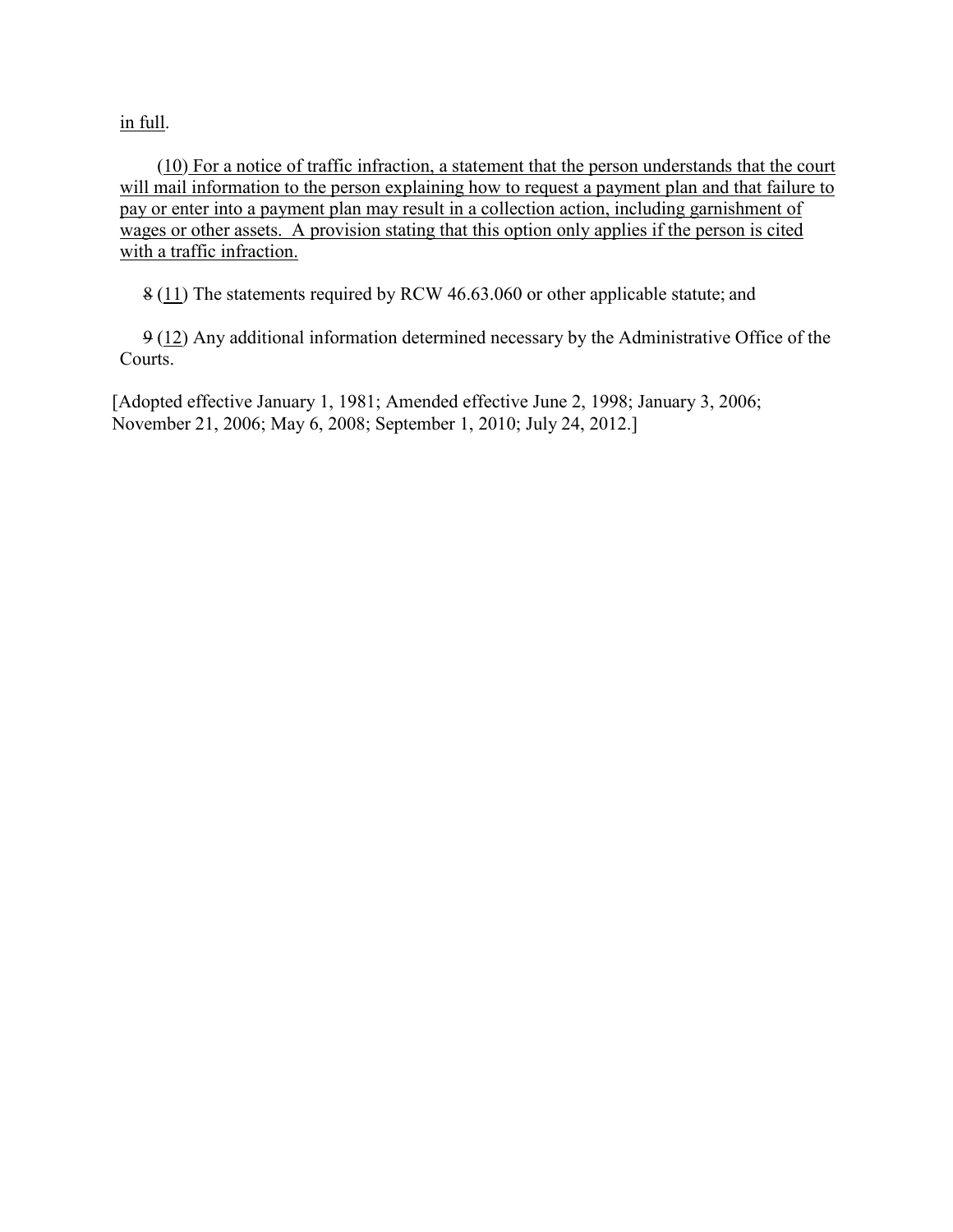in full.

(10) For a notice of traffic infraction, a statement that the person understands that the court will mail information to the person explaining how to request a payment plan and that failure to pay or enter into a payment plan may result in a collection action, including garnishment of wages or other assets. A provision stating that this option only applies if the person is cited with a traffic infraction.

~~8~~ (11) The statements required by RCW 46.63.060 or other applicable statute; and

~~9~~ (12) Any additional information determined necessary by the Administrative Office of the Courts.

[Adopted effective January 1, 1981; Amended effective June 2, 1998; January 3, 2006; November 21, 2006; May 6, 2008; September 1, 2010; July 24, 2012.]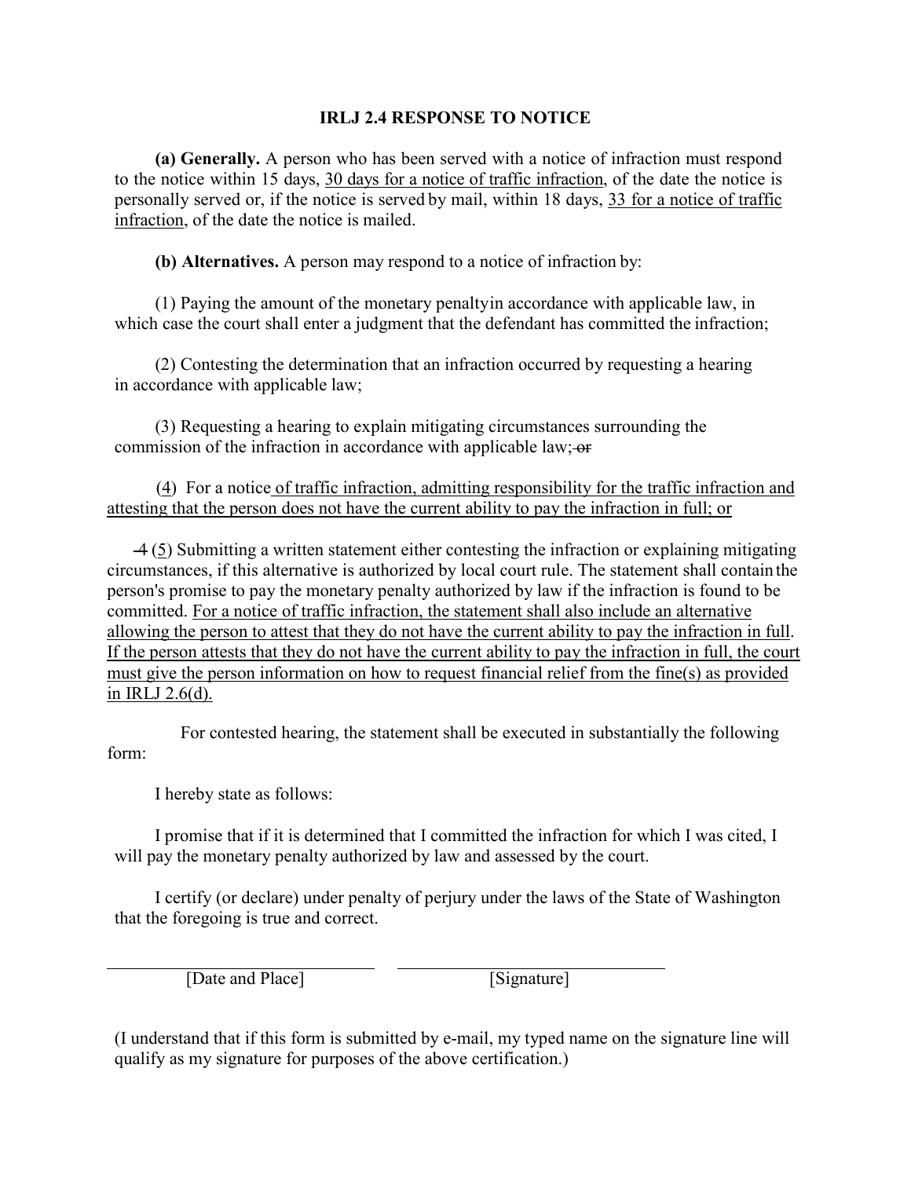**IRLJ 2.4 RESPONSE TO NOTICE**

**(a) Generally.** A person who has been served with a notice of infraction must respond to the notice within 15 days, <u>30 days for a notice of traffic infraction</u>, of the date the notice is personally served or, if the notice is served by mail, within 18 days, <u>33 for a notice of traffic infraction</u>, of the date the notice is mailed.

**(b) Alternatives.** A person may respond to a notice of infraction by:

(1) Paying the amount of the monetary penaltyin accordance with applicable law, in which case the court shall enter a judgment that the defendant has committed the infraction;

(2) Contesting the determination that an infraction occurred by requesting a hearing in accordance with applicable law;

(3) Requesting a hearing to explain mitigating circumstances surrounding the commission of the infraction in accordance with applicable law; ~~or~~

(<u>4</u>) For a notice <u>of traffic infraction, admitting responsibility for the traffic infraction and attesting that the person does not have the current ability to pay the infraction in full; or</u>

~~4~~ (<u>5</u>) Submitting a written statement either contesting the infraction or explaining mitigating circumstances, if this alternative is authorized by local court rule. The statement shall contain the person's promise to pay the monetary penalty authorized by law if the infraction is found to be committed. <u>For a notice of traffic infraction, the statement shall also include an alternative allowing the person to attest that they do not have the current ability to pay the infraction in full</u>. <u>If the person attests that they do not have the current ability to pay the infraction in full, the court must give the person information on how to request financial relief from the fine(s) as provided in IRLJ 2.6(d).</u>

For contested hearing, the statement shall be executed in substantially the following form:

I hereby state as follows:

I promise that if it is determined that I committed the infraction for which I was cited, I will pay the monetary penalty authorized by law and assessed by the court.

I certify (or declare) under penalty of perjury under the laws of the State of Washington that the foregoing is true and correct.

\_\_\_\_\_\_\_\_\_\_\_\_\_\_\_\_\_\_\_\_\_\_\_\_\_\_\_\_ &nbsp;&nbsp;&nbsp; \_\_\_\_\_\_\_\_\_\_\_\_\_\_\_\_\_\_\_\_\_\_\_\_\_\_\_\_

[Date and Place] &nbsp;&nbsp;&nbsp;&nbsp;&nbsp;&nbsp;&nbsp;&nbsp;&nbsp;&nbsp;&nbsp;&nbsp; [Signature]

(I understand that if this form is submitted by e-mail, my typed name on the signature line will qualify as my signature for purposes of the above certification.)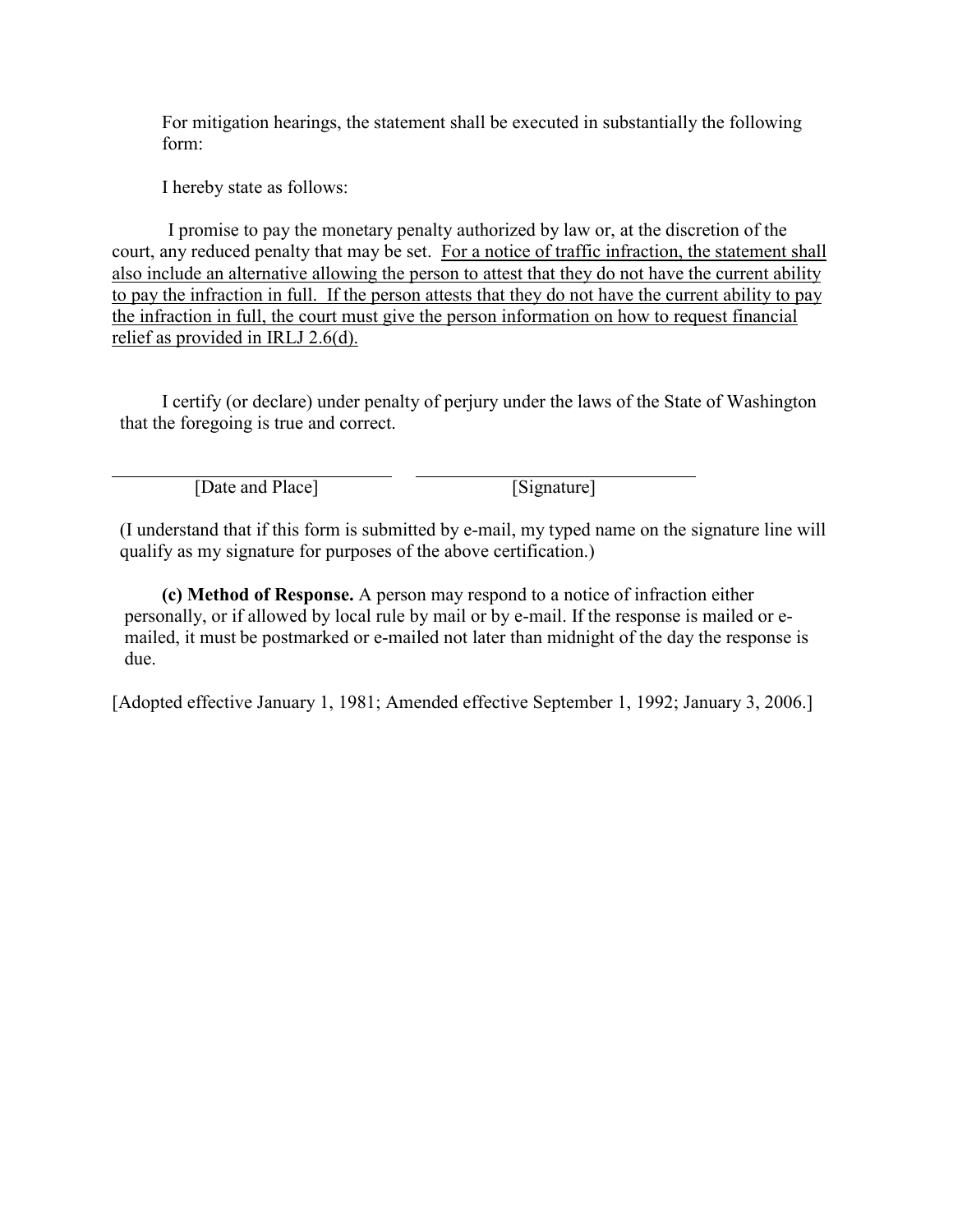For mitigation hearings, the statement shall be executed in substantially the following form:

I hereby state as follows:

I promise to pay the monetary penalty authorized by law or, at the discretion of the court, any reduced penalty that may be set. <u>For a notice of traffic infraction, the statement shall also include an alternative allowing the person to attest that they do not have the current ability to pay the infraction in full. If the person attests that they do not have the current ability to pay the infraction in full, the court must give the person information on how to request financial relief as provided in IRLJ 2.6(d).</u>

I certify (or declare) under penalty of perjury under the laws of the State of Washington that the foregoing is true and correct.

| \_\_\_\_\_\_\_\_\_\_\_\_\_\_\_\_\_\_\_\_\_\_\_\_\_\_\_\_ | \_\_\_\_\_\_\_\_\_\_\_\_\_\_\_\_\_\_\_\_\_\_\_\_\_\_\_\_ |
| --- | --- |
| [Date and Place] | [Signature] |

(I understand that if this form is submitted by e-mail, my typed name on the signature line will qualify as my signature for purposes of the above certification.)

**(c) Method of Response.** A person may respond to a notice of infraction either personally, or if allowed by local rule by mail or by e-mail. If the response is mailed or e-mailed, it must be postmarked or e-mailed not later than midnight of the day the response is due.

[Adopted effective January 1, 1981; Amended effective September 1, 1992; January 3, 2006.]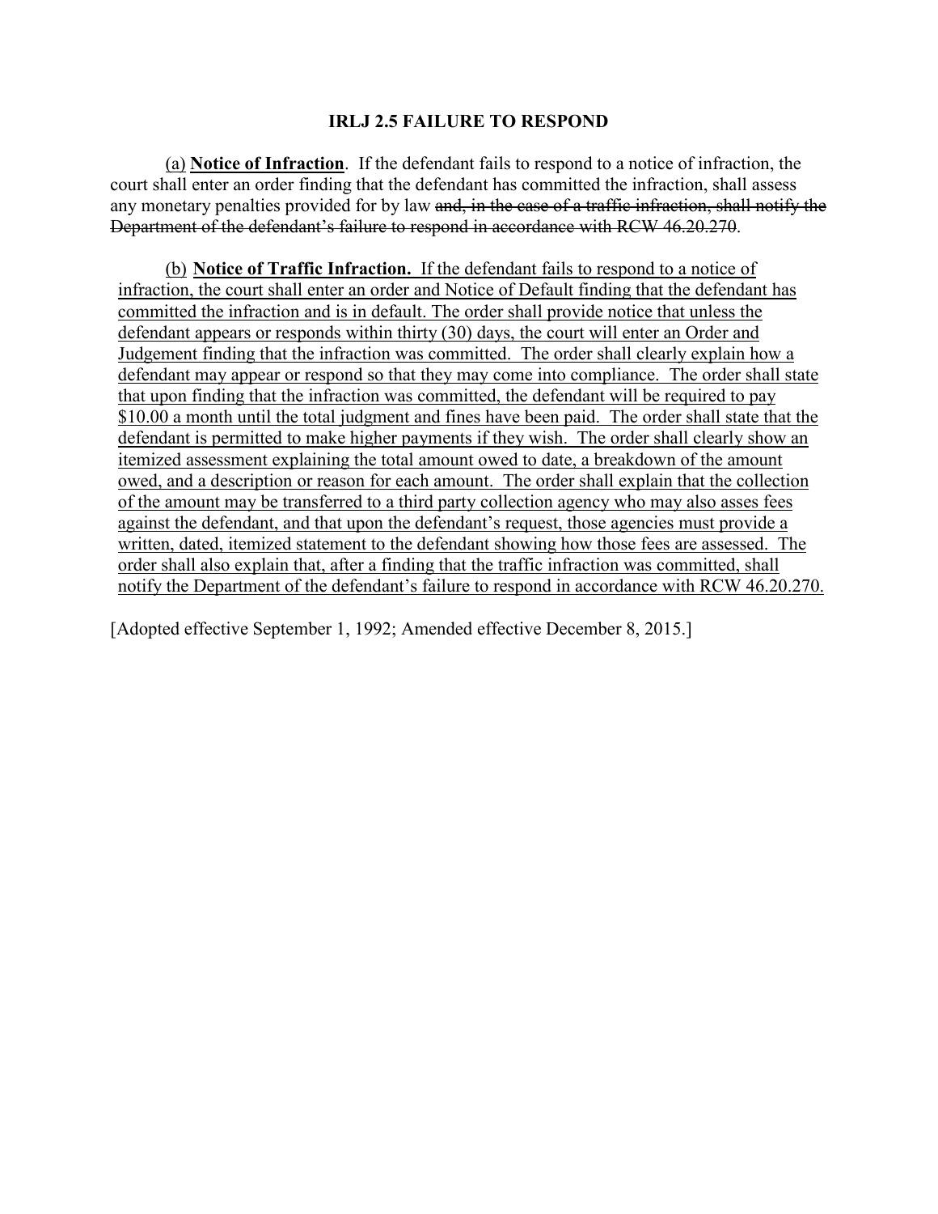**IRLJ 2.5 FAILURE TO RESPOND**

<u>(a)</u> **<u>Notice of Infraction</u>**. If the defendant fails to respond to a notice of infraction, the court shall enter an order finding that the defendant has committed the infraction, shall assess any monetary penalties provided for by law ~~and, in the case of a traffic infraction, shall notify the Department of the defendant's failure to respond in accordance with RCW 46.20.270~~.

<u>(b)</u> **<u>Notice of Traffic Infraction.</u>** <u>If the defendant fails to respond to a notice of infraction, the court shall enter an order and Notice of Default finding that the defendant has committed the infraction and is in default. The order shall provide notice that unless the defendant appears or responds within thirty (30) days, the court will enter an Order and Judgement finding that the infraction was committed. The order shall clearly explain how a defendant may appear or respond so that they may come into compliance. The order shall state that upon finding that the infraction was committed, the defendant will be required to pay $10.00 a month until the total judgment and fines have been paid. The order shall state that the defendant is permitted to make higher payments if they wish. The order shall clearly show an itemized assessment explaining the total amount owed to date, a breakdown of the amount owed, and a description or reason for each amount. The order shall explain that the collection of the amount may be transferred to a third party collection agency who may also asses fees against the defendant, and that upon the defendant's request, those agencies must provide a written, dated, itemized statement to the defendant showing how those fees are assessed. The order shall also explain that, after a finding that the traffic infraction was committed, shall notify the Department of the defendant's failure to respond in accordance with RCW 46.20.270.</u>

[Adopted effective September 1, 1992; Amended effective December 8, 2015.]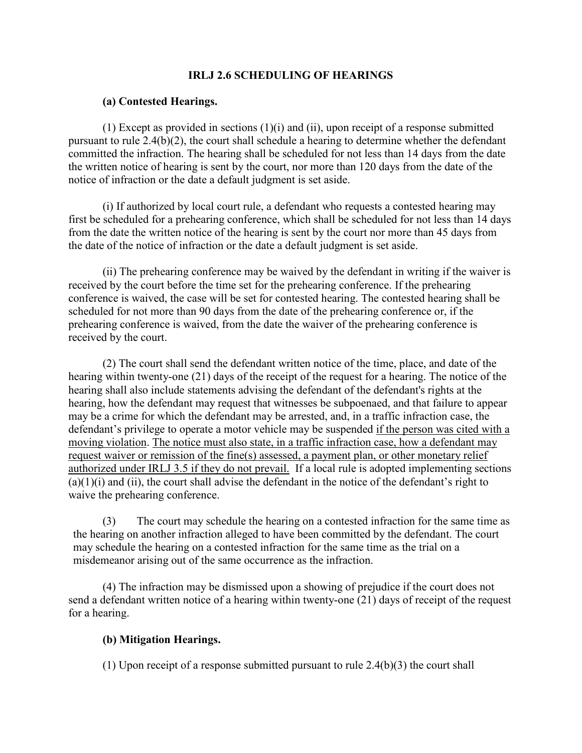## IRLJ 2.6 SCHEDULING OF HEARINGS

**(a) Contested Hearings.**

(1) Except as provided in sections (1)(i) and (ii), upon receipt of a response submitted pursuant to rule 2.4(b)(2), the court shall schedule a hearing to determine whether the defendant committed the infraction. The hearing shall be scheduled for not less than 14 days from the date the written notice of hearing is sent by the court, nor more than 120 days from the date of the notice of infraction or the date a default judgment is set aside.

(i) If authorized by local court rule, a defendant who requests a contested hearing may first be scheduled for a prehearing conference, which shall be scheduled for not less than 14 days from the date the written notice of the hearing is sent by the court nor more than 45 days from the date of the notice of infraction or the date a default judgment is set aside.

(ii) The prehearing conference may be waived by the defendant in writing if the waiver is received by the court before the time set for the prehearing conference. If the prehearing conference is waived, the case will be set for contested hearing. The contested hearing shall be scheduled for not more than 90 days from the date of the prehearing conference or, if the prehearing conference is waived, from the date the waiver of the prehearing conference is received by the court.

(2) The court shall send the defendant written notice of the time, place, and date of the hearing within twenty-one (21) days of the receipt of the request for a hearing. The notice of the hearing shall also include statements advising the defendant of the defendant's rights at the hearing, how the defendant may request that witnesses be subpoenaed, and that failure to appear may be a crime for which the defendant may be arrested, and, in a traffic infraction case, the defendant's privilege to operate a motor vehicle may be suspended <u>if the person was cited with a moving violation</u>. <u>The notice must also state, in a traffic infraction case, how a defendant may request waiver or remission of the fine(s) assessed, a payment plan, or other monetary relief authorized under IRLJ 3.5 if they do not prevail.</u> If a local rule is adopted implementing sections (a)(1)(i) and (ii), the court shall advise the defendant in the notice of the defendant's right to waive the prehearing conference.

(3) The court may schedule the hearing on a contested infraction for the same time as the hearing on another infraction alleged to have been committed by the defendant. The court may schedule the hearing on a contested infraction for the same time as the trial on a misdemeanor arising out of the same occurrence as the infraction.

(4) The infraction may be dismissed upon a showing of prejudice if the court does not send a defendant written notice of a hearing within twenty-one (21) days of receipt of the request for a hearing.

**(b) Mitigation Hearings.**

(1) Upon receipt of a response submitted pursuant to rule 2.4(b)(3) the court shall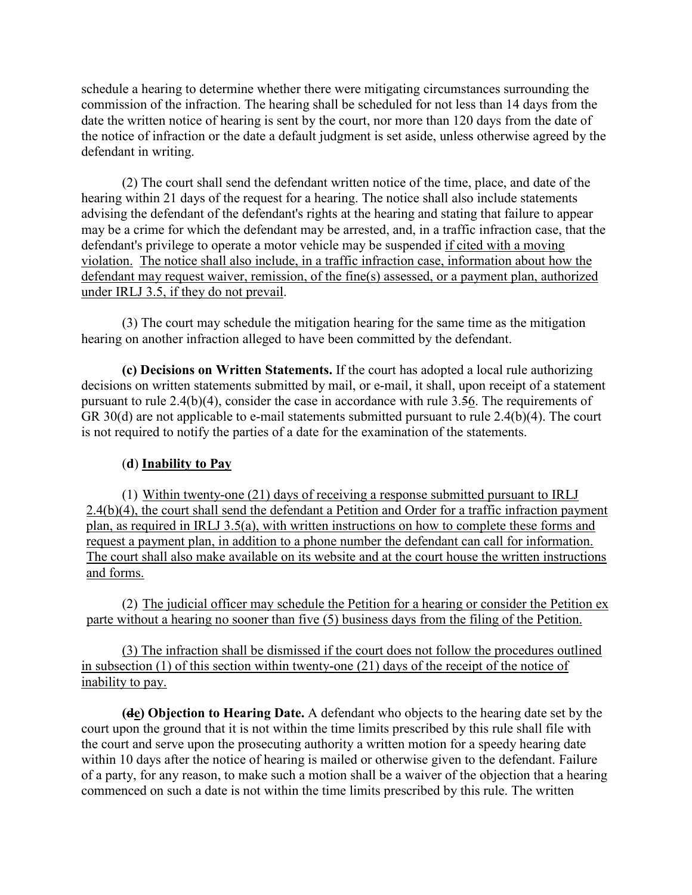schedule a hearing to determine whether there were mitigating circumstances surrounding the commission of the infraction. The hearing shall be scheduled for not less than 14 days from the date the written notice of hearing is sent by the court, nor more than 120 days from the date of the notice of infraction or the date a default judgment is set aside, unless otherwise agreed by the defendant in writing.

(2) The court shall send the defendant written notice of the time, place, and date of the hearing within 21 days of the request for a hearing. The notice shall also include statements advising the defendant of the defendant's rights at the hearing and stating that failure to appear may be a crime for which the defendant may be arrested, and, in a traffic infraction case, that the defendant's privilege to operate a motor vehicle may be suspended <u>if cited with a moving violation. The notice shall also include, in a traffic infraction case, information about how the defendant may request waiver, remission, of the fine(s) assessed, or a payment plan, authorized under IRLJ 3.5, if they do not prevail</u>.

(3) The court may schedule the mitigation hearing for the same time as the mitigation hearing on another infraction alleged to have been committed by the defendant.

**(c) Decisions on Written Statements.** If the court has adopted a local rule authorizing decisions on written statements submitted by mail, or e-mail, it shall, upon receipt of a statement pursuant to rule 2.4(b)(4), consider the case in accordance with rule 3.~~5~~<u>6</u>. The requirements of GR 30(d) are not applicable to e-mail statements submitted pursuant to rule 2.4(b)(4). The court is not required to notify the parties of a date for the examination of the statements.

(**d**) <u>**Inability to Pay**</u>

(1) <u>Within twenty-one (21) days of receiving a response submitted pursuant to IRLJ 2.4(b)(4), the court shall send the defendant a Petition and Order for a traffic infraction payment plan, as required in IRLJ 3.5(a), with written instructions on how to complete these forms and request a payment plan, in addition to a phone number the defendant can call for information. The court shall also make available on its website and at the court house the written instructions and forms.</u>

(2) <u>The judicial officer may schedule the Petition for a hearing or consider the Petition ex parte without a hearing no sooner than five (5) business days from the filing of the Petition.</u>

<u>(3) The infraction shall be dismissed if the court does not follow the procedures outlined in subsection (1) of this section within twenty-one (21) days of the receipt of the notice of inability to pay.</u>

**(~~d~~<u>e</u>) Objection to Hearing Date.** A defendant who objects to the hearing date set by the court upon the ground that it is not within the time limits prescribed by this rule shall file with the court and serve upon the prosecuting authority a written motion for a speedy hearing date within 10 days after the notice of hearing is mailed or otherwise given to the defendant. Failure of a party, for any reason, to make such a motion shall be a waiver of the objection that a hearing commenced on such a date is not within the time limits prescribed by this rule. The written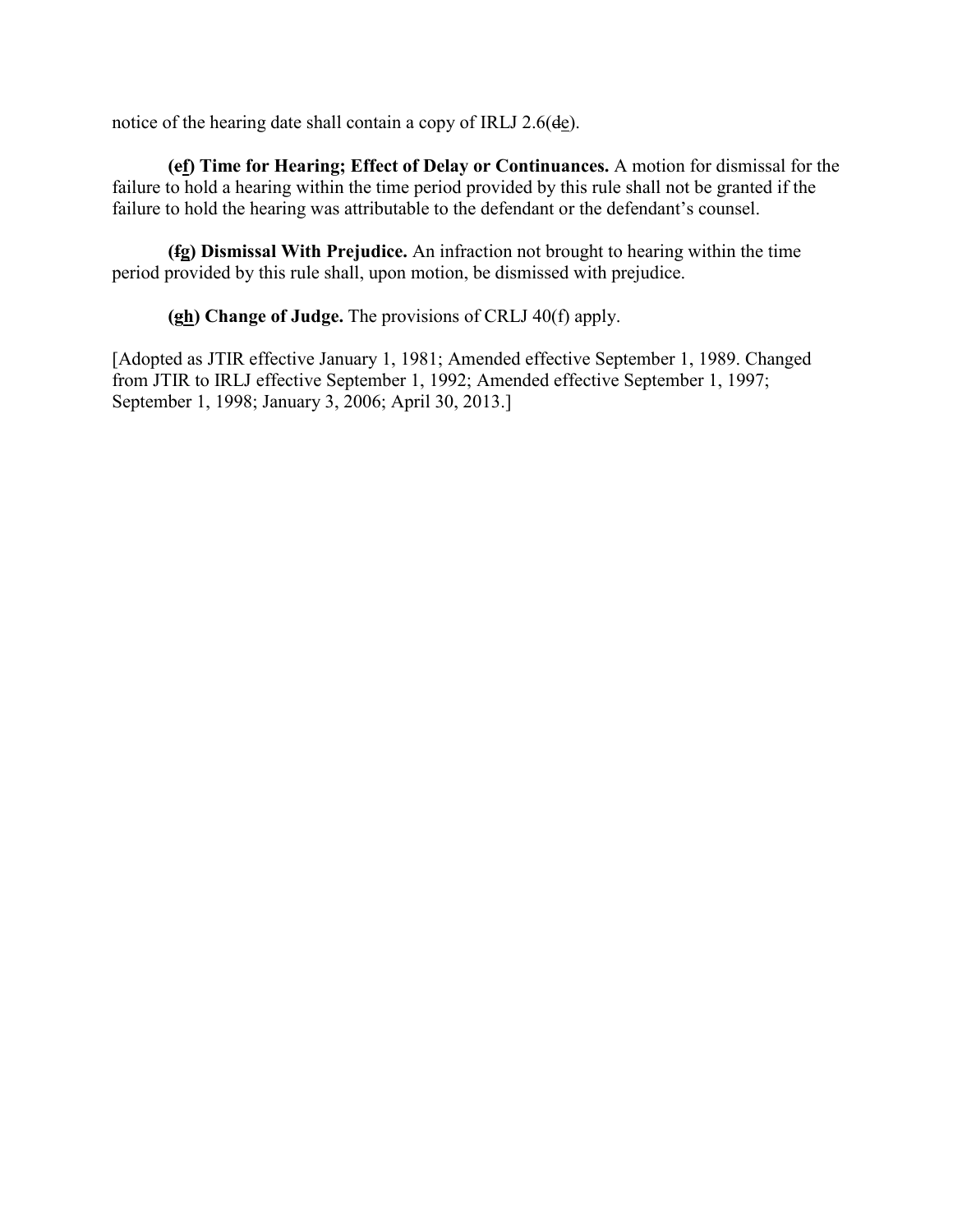notice of the hearing date shall contain a copy of IRLJ 2.6(~~d~~<u>e</u>).

**(e<u>f</u>) Time for Hearing; Effect of Delay or Continuances.** A motion for dismissal for the failure to hold a hearing within the time period provided by this rule shall not be granted if the failure to hold the hearing was attributable to the defendant or the defendant's counsel.

**(~~f~~<u>g</u>) Dismissal With Prejudice.** An infraction not brought to hearing within the time period provided by this rule shall, upon motion, be dismissed with prejudice.

**(g<u>h</u>) Change of Judge.** The provisions of CRLJ 40(f) apply.

[Adopted as JTIR effective January 1, 1981; Amended effective September 1, 1989. Changed from JTIR to IRLJ effective September 1, 1992; Amended effective September 1, 1997; September 1, 1998; January 3, 2006; April 30, 2013.]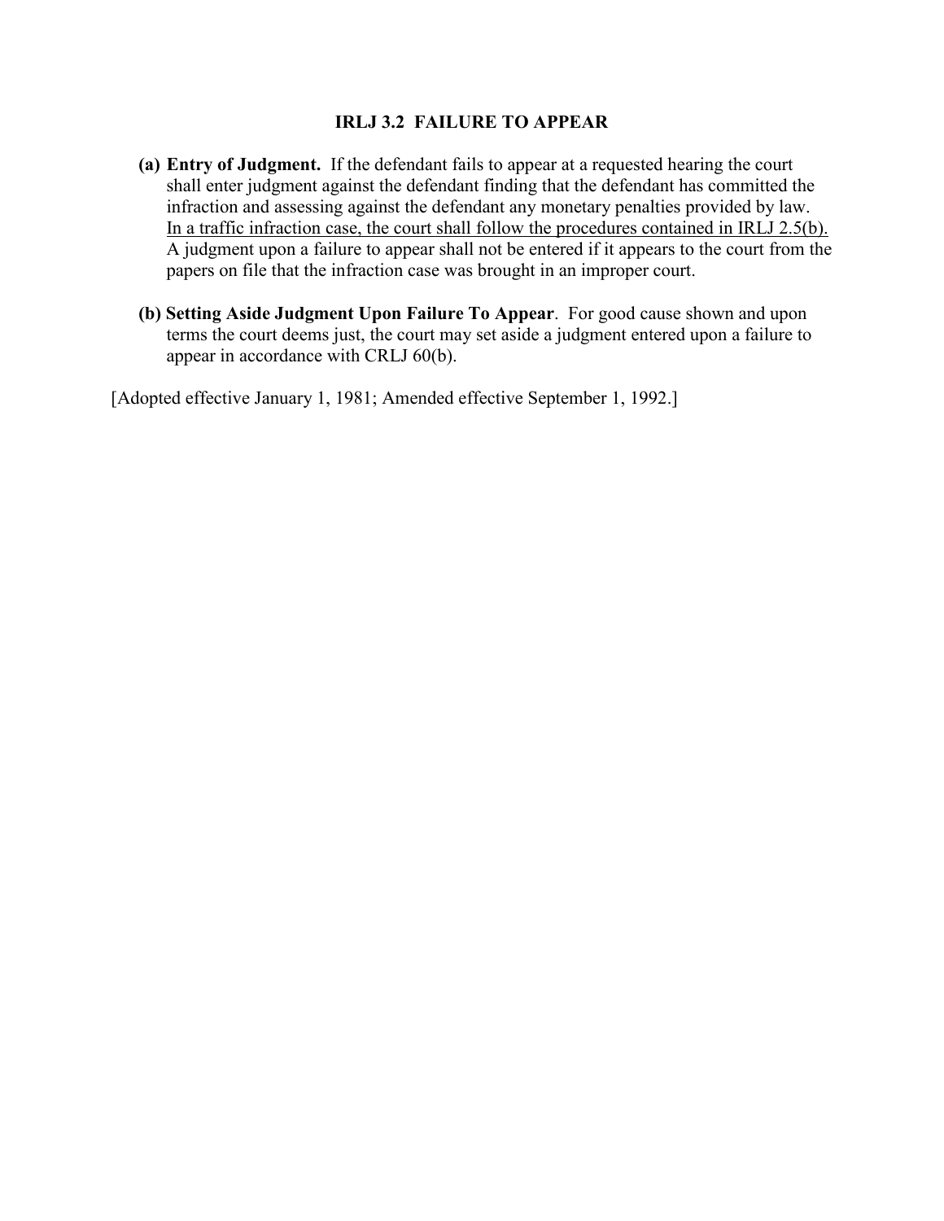# IRLJ 3.2 FAILURE TO APPEAR

**(a) Entry of Judgment.** If the defendant fails to appear at a requested hearing the court shall enter judgment against the defendant finding that the defendant has committed the infraction and assessing against the defendant any monetary penalties provided by law. <u>In a traffic infraction case, the court shall follow the procedures contained in IRLJ 2.5(b).</u> A judgment upon a failure to appear shall not be entered if it appears to the court from the papers on file that the infraction case was brought in an improper court.

**(b) Setting Aside Judgment Upon Failure To Appear**. For good cause shown and upon terms the court deems just, the court may set aside a judgment entered upon a failure to appear in accordance with CRLJ 60(b).

[Adopted effective January 1, 1981; Amended effective September 1, 1992.]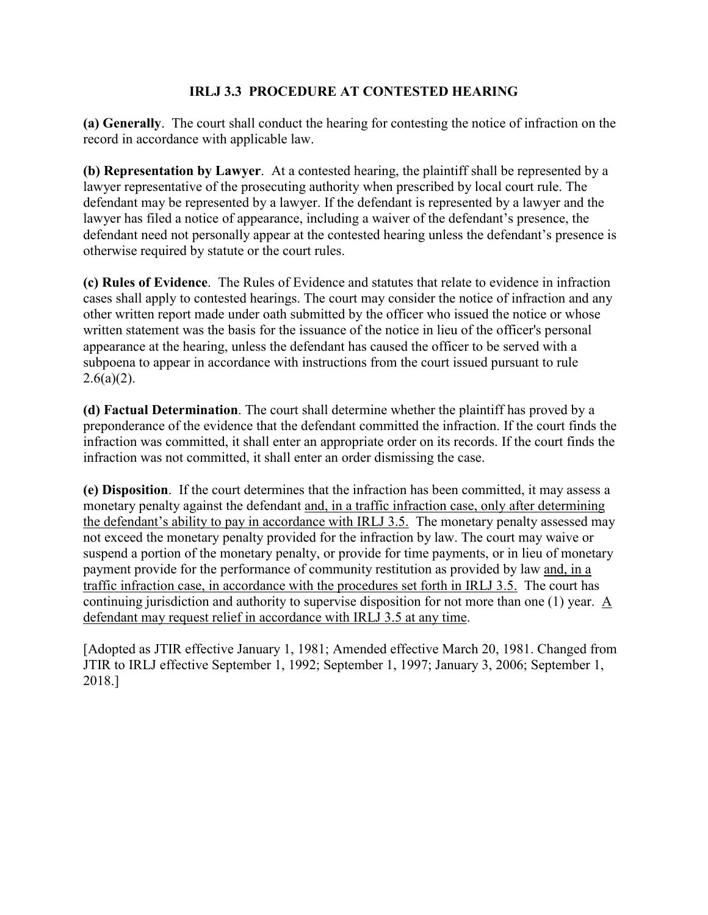## IRLJ 3.3 PROCEDURE AT CONTESTED HEARING

**(a) Generally**. The court shall conduct the hearing for contesting the notice of infraction on the record in accordance with applicable law.

**(b) Representation by Lawyer**. At a contested hearing, the plaintiff shall be represented by a lawyer representative of the prosecuting authority when prescribed by local court rule. The defendant may be represented by a lawyer. If the defendant is represented by a lawyer and the lawyer has filed a notice of appearance, including a waiver of the defendant's presence, the defendant need not personally appear at the contested hearing unless the defendant's presence is otherwise required by statute or the court rules.

**(c) Rules of Evidence**. The Rules of Evidence and statutes that relate to evidence in infraction cases shall apply to contested hearings. The court may consider the notice of infraction and any other written report made under oath submitted by the officer who issued the notice or whose written statement was the basis for the issuance of the notice in lieu of the officer's personal appearance at the hearing, unless the defendant has caused the officer to be served with a subpoena to appear in accordance with instructions from the court issued pursuant to rule 2.6(a)(2).

**(d) Factual Determination**. The court shall determine whether the plaintiff has proved by a preponderance of the evidence that the defendant committed the infraction. If the court finds the infraction was committed, it shall enter an appropriate order on its records. If the court finds the infraction was not committed, it shall enter an order dismissing the case.

**(e) Disposition**. If the court determines that the infraction has been committed, it may assess a monetary penalty against the defendant <u>and, in a traffic infraction case, only after determining the defendant's ability to pay in accordance with IRLJ 3.5.</u> The monetary penalty assessed may not exceed the monetary penalty provided for the infraction by law. The court may waive or suspend a portion of the monetary penalty, or provide for time payments, or in lieu of monetary payment provide for the performance of community restitution as provided by law <u>and, in a traffic infraction case, in accordance with the procedures set forth in IRLJ 3.5.</u> The court has continuing jurisdiction and authority to supervise disposition for not more than one (1) year. <u>A defendant may request relief in accordance with IRLJ 3.5 at any time</u>.

[Adopted as JTIR effective January 1, 1981; Amended effective March 20, 1981. Changed from JTIR to IRLJ effective September 1, 1992; September 1, 1997; January 3, 2006; September 1, 2018.]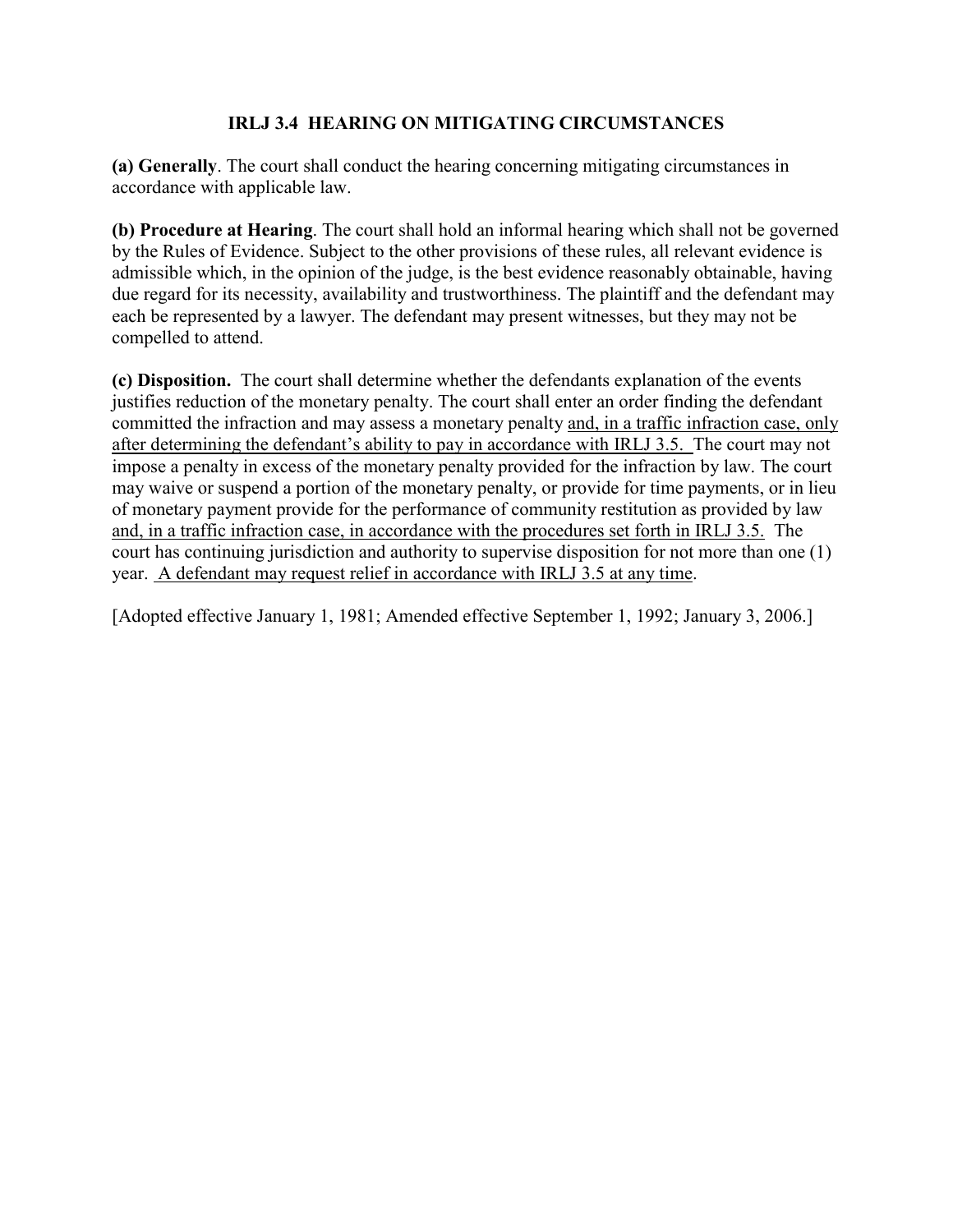## IRLJ 3.4 HEARING ON MITIGATING CIRCUMSTANCES

**(a) Generally**. The court shall conduct the hearing concerning mitigating circumstances in accordance with applicable law.

**(b) Procedure at Hearing**. The court shall hold an informal hearing which shall not be governed by the Rules of Evidence. Subject to the other provisions of these rules, all relevant evidence is admissible which, in the opinion of the judge, is the best evidence reasonably obtainable, having due regard for its necessity, availability and trustworthiness. The plaintiff and the defendant may each be represented by a lawyer. The defendant may present witnesses, but they may not be compelled to attend.

**(c) Disposition.** The court shall determine whether the defendants explanation of the events justifies reduction of the monetary penalty. The court shall enter an order finding the defendant committed the infraction and may assess a monetary penalty <u>and, in a traffic infraction case, only after determining the defendant's ability to pay in accordance with IRLJ 3.5.</u> The court may not impose a penalty in excess of the monetary penalty provided for the infraction by law. The court may waive or suspend a portion of the monetary penalty, or provide for time payments, or in lieu of monetary payment provide for the performance of community restitution as provided by law <u>and, in a traffic infraction case, in accordance with the procedures set forth in IRLJ 3.5.</u> The court has continuing jurisdiction and authority to supervise disposition for not more than one (1) year. <u>A defendant may request relief in accordance with IRLJ 3.5 at any time</u>.

[Adopted effective January 1, 1981; Amended effective September 1, 1992; January 3, 2006.]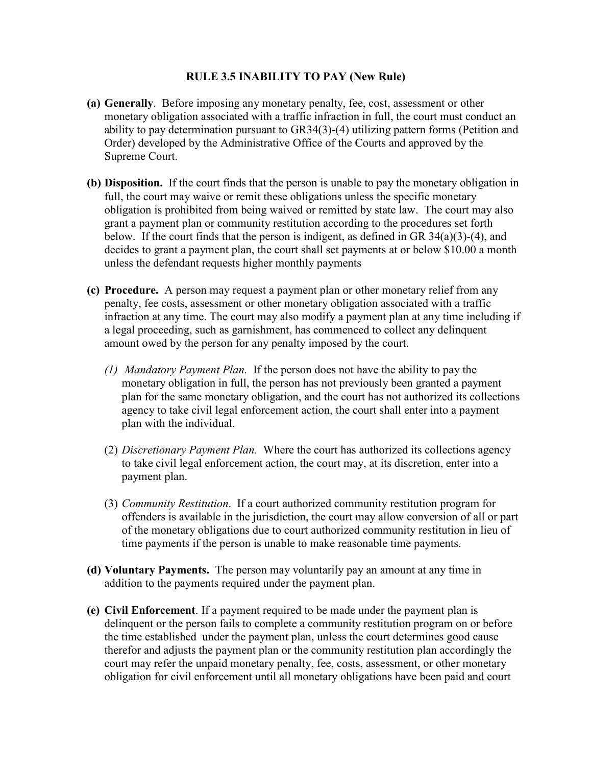**RULE 3.5 INABILITY TO PAY (New Rule)**

**(a) Generally**. Before imposing any monetary penalty, fee, cost, assessment or other monetary obligation associated with a traffic infraction in full, the court must conduct an ability to pay determination pursuant to GR34(3)-(4) utilizing pattern forms (Petition and Order) developed by the Administrative Office of the Courts and approved by the Supreme Court.

**(b) Disposition.** If the court finds that the person is unable to pay the monetary obligation in full, the court may waive or remit these obligations unless the specific monetary obligation is prohibited from being waived or remitted by state law. The court may also grant a payment plan or community restitution according to the procedures set forth below. If the court finds that the person is indigent, as defined in GR 34(a)(3)-(4), and decides to grant a payment plan, the court shall set payments at or below $10.00 a month unless the defendant requests higher monthly payments

**(c) Procedure.** A person may request a payment plan or other monetary relief from any penalty, fee costs, assessment or other monetary obligation associated with a traffic infraction at any time. The court may also modify a payment plan at any time including if a legal proceeding, such as garnishment, has commenced to collect any delinquent amount owed by the person for any penalty imposed by the court.

(1) *Mandatory Payment Plan.* If the person does not have the ability to pay the monetary obligation in full, the person has not previously been granted a payment plan for the same monetary obligation, and the court has not authorized its collections agency to take civil legal enforcement action, the court shall enter into a payment plan with the individual.

(2) *Discretionary Payment Plan.* Where the court has authorized its collections agency to take civil legal enforcement action, the court may, at its discretion, enter into a payment plan.

(3) *Community Restitution*. If a court authorized community restitution program for offenders is available in the jurisdiction, the court may allow conversion of all or part of the monetary obligations due to court authorized community restitution in lieu of time payments if the person is unable to make reasonable time payments.

**(d) Voluntary Payments.** The person may voluntarily pay an amount at any time in addition to the payments required under the payment plan.

**(e) Civil Enforcement**. If a payment required to be made under the payment plan is delinquent or the person fails to complete a community restitution program on or before the time established under the payment plan, unless the court determines good cause therefor and adjusts the payment plan or the community restitution plan accordingly the court may refer the unpaid monetary penalty, fee, costs, assessment, or other monetary obligation for civil enforcement until all monetary obligations have been paid and court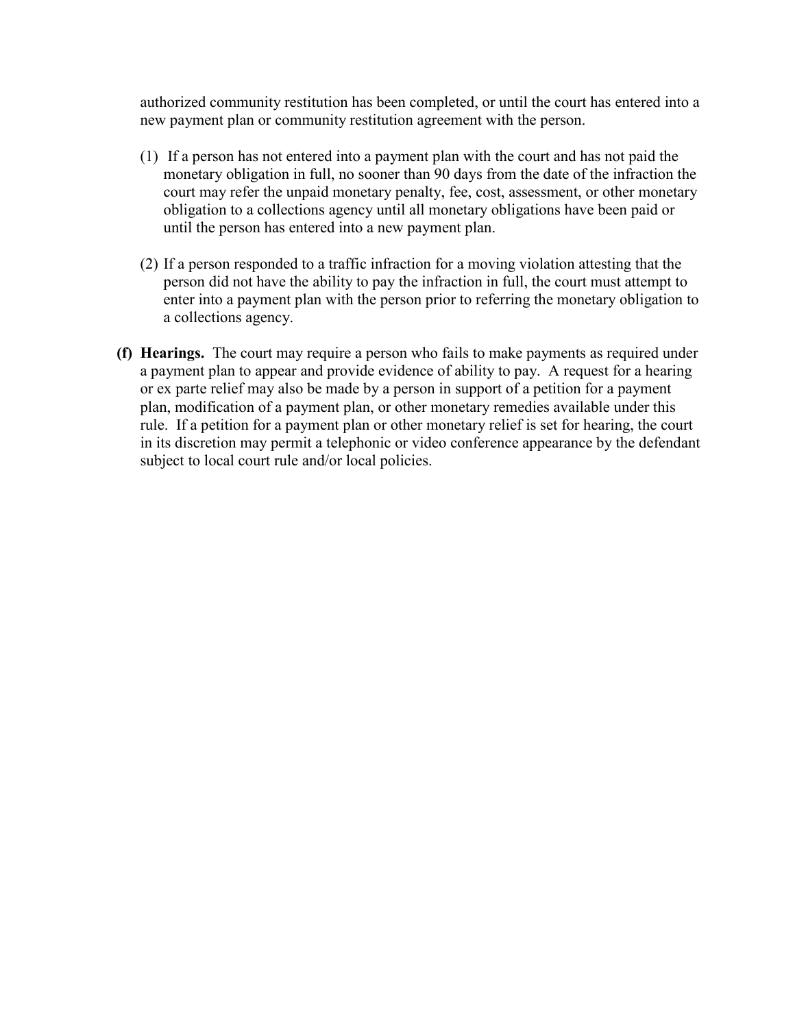authorized community restitution has been completed, or until the court has entered into a new payment plan or community restitution agreement with the person.

(1) If a person has not entered into a payment plan with the court and has not paid the monetary obligation in full, no sooner than 90 days from the date of the infraction the court may refer the unpaid monetary penalty, fee, cost, assessment, or other monetary obligation to a collections agency until all monetary obligations have been paid or until the person has entered into a new payment plan.

(2) If a person responded to a traffic infraction for a moving violation attesting that the person did not have the ability to pay the infraction in full, the court must attempt to enter into a payment plan with the person prior to referring the monetary obligation to a collections agency.

**(f) Hearings.** The court may require a person who fails to make payments as required under a payment plan to appear and provide evidence of ability to pay. A request for a hearing or ex parte relief may also be made by a person in support of a petition for a payment plan, modification of a payment plan, or other monetary remedies available under this rule. If a petition for a payment plan or other monetary relief is set for hearing, the court in its discretion may permit a telephonic or video conference appearance by the defendant subject to local court rule and/or local policies.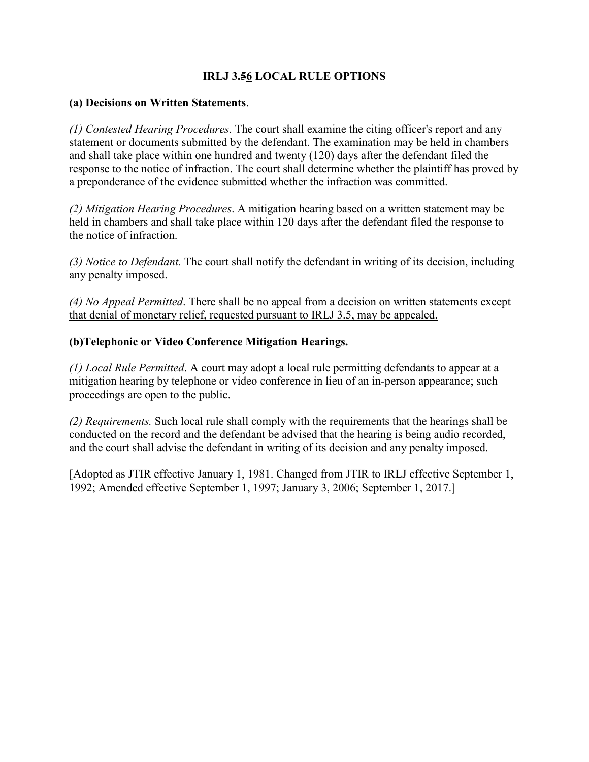# IRLJ 3.~~5~~6 LOCAL RULE OPTIONS

**(a) Decisions on Written Statements**.

*(1) Contested Hearing Procedures*. The court shall examine the citing officer's report and any statement or documents submitted by the defendant. The examination may be held in chambers and shall take place within one hundred and twenty (120) days after the defendant filed the response to the notice of infraction. The court shall determine whether the plaintiff has proved by a preponderance of the evidence submitted whether the infraction was committed.

*(2) Mitigation Hearing Procedures*. A mitigation hearing based on a written statement may be held in chambers and shall take place within 120 days after the defendant filed the response to the notice of infraction.

*(3) Notice to Defendant.* The court shall notify the defendant in writing of its decision, including any penalty imposed.

*(4) No Appeal Permitted*. There shall be no appeal from a decision on written statements <u>except that denial of monetary relief, requested pursuant to IRLJ 3.5, may be appealed.</u>

**(b)Telephonic or Video Conference Mitigation Hearings.**

*(1) Local Rule Permitted*. A court may adopt a local rule permitting defendants to appear at a mitigation hearing by telephone or video conference in lieu of an in-person appearance; such proceedings are open to the public.

*(2) Requirements.* Such local rule shall comply with the requirements that the hearings shall be conducted on the record and the defendant be advised that the hearing is being audio recorded, and the court shall advise the defendant in writing of its decision and any penalty imposed.

[Adopted as JTIR effective January 1, 1981. Changed from JTIR to IRLJ effective September 1, 1992; Amended effective September 1, 1997; January 3, 2006; September 1, 2017.]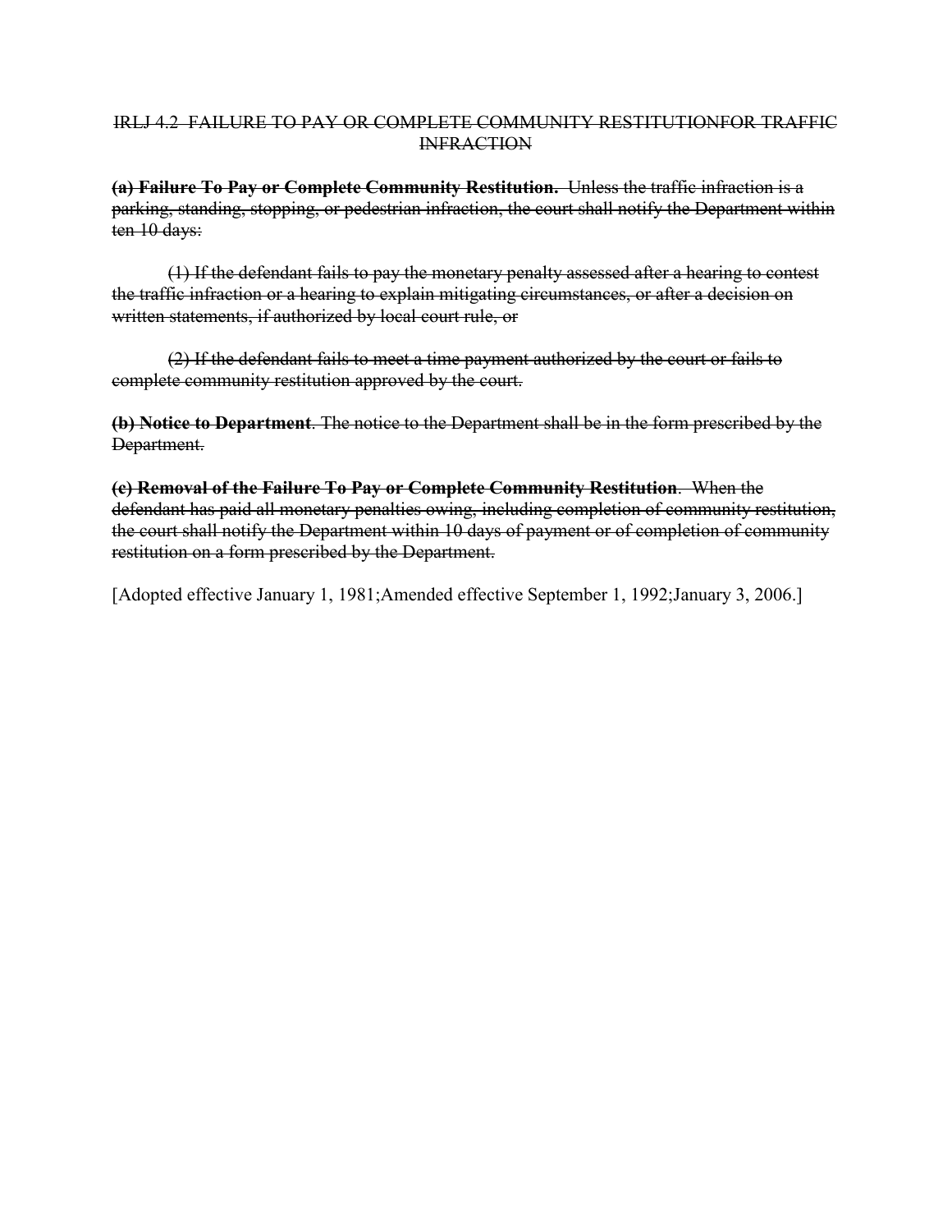~~IRLJ 4.2 FAILURE TO PAY OR COMPLETE COMMUNITY RESTITUTIONFOR TRAFFIC INFRACTION~~

~~**(a) Failure To Pay or Complete Community Restitution.** Unless the traffic infraction is a parking, standing, stopping, or pedestrian infraction, the court shall notify the Department within ten 10 days:~~

~~(1) If the defendant fails to pay the monetary penalty assessed after a hearing to contest the traffic infraction or a hearing to explain mitigating circumstances, or after a decision on written statements, if authorized by local court rule, or~~

~~(2) If the defendant fails to meet a time payment authorized by the court or fails to complete community restitution approved by the court.~~

~~**(b) Notice to Department**. The notice to the Department shall be in the form prescribed by the Department.~~

~~**(c) Removal of the Failure To Pay or Complete Community Restitution**. When the defendant has paid all monetary penalties owing, including completion of community restitution, the court shall notify the Department within 10 days of payment or of completion of community restitution on a form prescribed by the Department.~~

[Adopted effective January 1, 1981;Amended effective September 1, 1992;January 3, 2006.]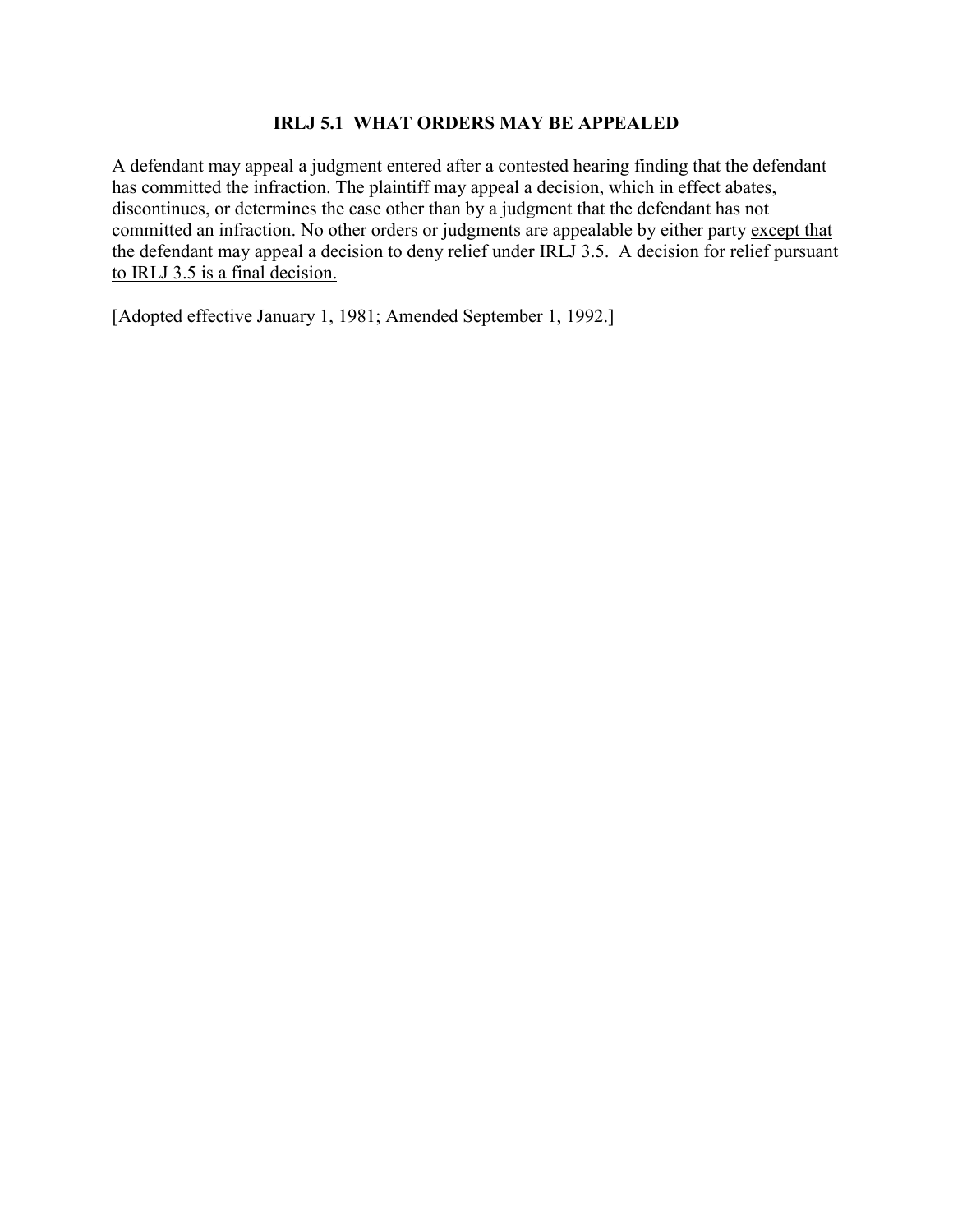### IRLJ 5.1 WHAT ORDERS MAY BE APPEALED

A defendant may appeal a judgment entered after a contested hearing finding that the defendant has committed the infraction. The plaintiff may appeal a decision, which in effect abates, discontinues, or determines the case other than by a judgment that the defendant has not committed an infraction. No other orders or judgments are appealable by either party <u>except that the defendant may appeal a decision to deny relief under IRLJ 3.5. A decision for relief pursuant to IRLJ 3.5 is a final decision.</u>

[Adopted effective January 1, 1981; Amended September 1, 1992.]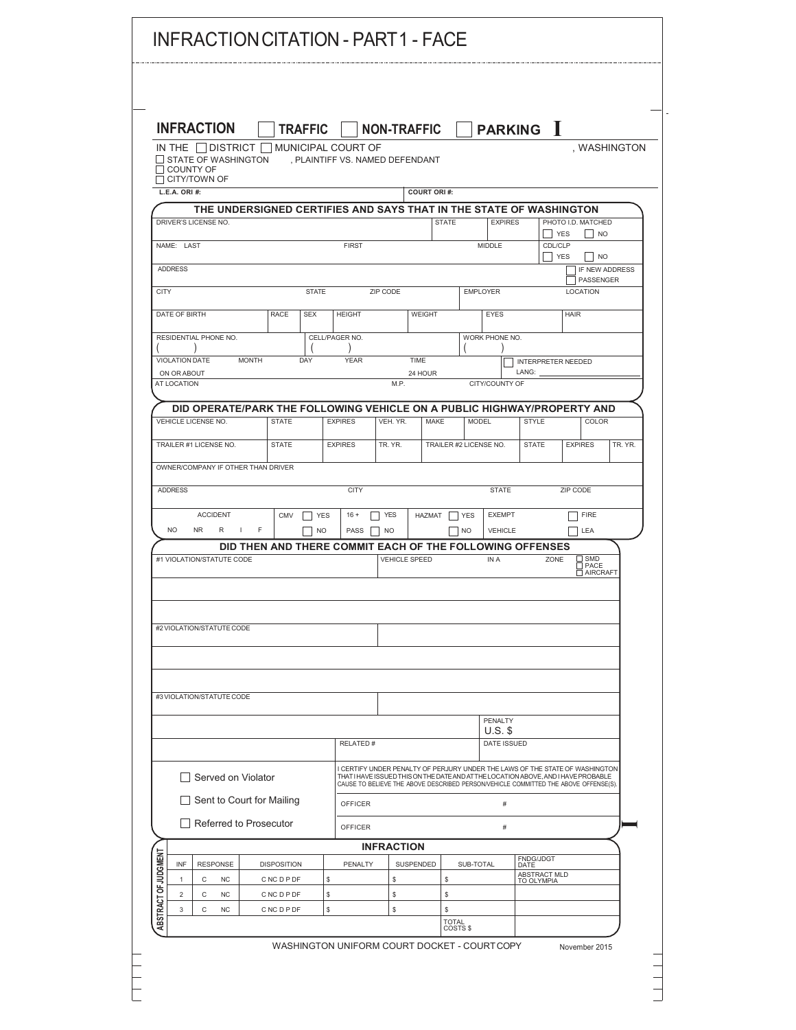# INFRACTION CITATION - PART 1 - FACE

**INFRACTION** ☐ **TRAFFIC** ☐ **NON-TRAFFIC** ☐ **PARKING** **I**

IN THE ☐ DISTRICT ☐ MUNICIPAL COURT OF , WASHINGTON

☐ STATE OF WASHINGTON , PLAINTIFF VS. NAMED DEFENDANT
☐ COUNTY OF
☐ CITY/TOWN OF

**L.E.A. ORI #:** **COURT ORI #:**

## THE UNDERSIGNED CERTIFIES AND SAYS THAT IN THE STATE OF WASHINGTON

| DRIVER'S LICENSE NO. | STATE | EXPIRES | PHOTO I.D. MATCHED ☐ YES ☐ NO |
|---|---|---|---|

| NAME: LAST | FIRST | MIDDLE | CDL/CLP ☐ YES ☐ NO |
|---|---|---|---|

| ADDRESS | ☐ IF NEW ADDRESS ☐ PASSENGER |
|---|---|

| CITY | STATE | ZIP CODE | EMPLOYER | LOCATION |
|---|---|---|---|---|

| DATE OF BIRTH | RACE | SEX | HEIGHT | WEIGHT | EYES | HAIR |
|---|---|---|---|---|---|---|

| RESIDENTIAL PHONE NO. ( ) | CELL/PAGER NO. ( ) | WORK PHONE NO. ( ) |
|---|---|---|

| VIOLATION DATE ON OR ABOUT | MONTH | DAY | YEAR | TIME 24 HOUR | ☐ INTERPRETER NEEDED LANG: |
|---|---|---|---|---|---|

| AT LOCATION | M.P. | CITY/COUNTY OF |
|---|---|---|

## DID OPERATE/PARK THE FOLLOWING VEHICLE ON A PUBLIC HIGHWAY/PROPERTY AND

| VEHICLE LICENSE NO. | STATE | EXPIRES | VEH. YR. | MAKE | MODEL | STYLE | COLOR |
|---|---|---|---|---|---|---|---|

| TRAILER #1 LICENSE NO. | STATE | EXPIRES | TR. YR. | TRAILER #2 LICENSE NO. | STATE | EXPIRES | TR. YR. |
|---|---|---|---|---|---|---|---|

OWNER/COMPANY IF OTHER THAN DRIVER

| ADDRESS | CITY | STATE | ZIP CODE |
|---|---|---|---|

| ACCIDENT NO NR R I F | CMV ☐ YES ☐ NO | 16 + PASS ☐ YES ☐ NO | HAZMAT ☐ YES ☐ NO | EXEMPT VEHICLE | ☐ FIRE ☐ LEA |
|---|---|---|---|---|---|

## DID THEN AND THERE COMMIT EACH OF THE FOLLOWING OFFENSES

| #1 VIOLATION/STATUTE CODE | VEHICLE SPEED | IN A | ZONE | ☐ SMD ☐ PACE ☐ AIRCRAFT |
|---|---|---|---|---|

#2 VIOLATION/STATUTE CODE

#3 VIOLATION/STATUTE CODE

PENALTY U.S. $

RELATED # | DATE ISSUED

☐ Served on Violator

☐ Sent to Court for Mailing

☐ Referred to Prosecutor

I CERTIFY UNDER PENALTY OF PERJURY UNDER THE LAWS OF THE STATE OF WASHINGTON THAT I HAVE ISSUED THIS ON THE DATE AND AT THE LOCATION ABOVE, AND I HAVE PROBABLE CAUSE TO BELIEVE THE ABOVE DESCRIBED PERSON/VEHICLE COMMITTED THE ABOVE OFFENSE(S).

OFFICER #

OFFICER #

**ABSTRACT OF JUDGMENT**

**INFRACTION**

| INF | RESPONSE | DISPOSITION | PENALTY | SUSPENDED | SUB-TOTAL | FNDG/JDGT DATE |
|---|---|---|---|---|---|---|
| 1 | C NC | C NC D P DF | $ | $ | $ | ABSTRACT MLD TO OLYMPIA |
| 2 | C NC | C NC D P DF | $ | $ | $ | |
| 3 | C NC | C NC D P DF | $ | $ | $ | |
| | | | | | TOTAL COSTS $ | |

WASHINGTON UNIFORM COURT DOCKET - COURT COPY

November 2015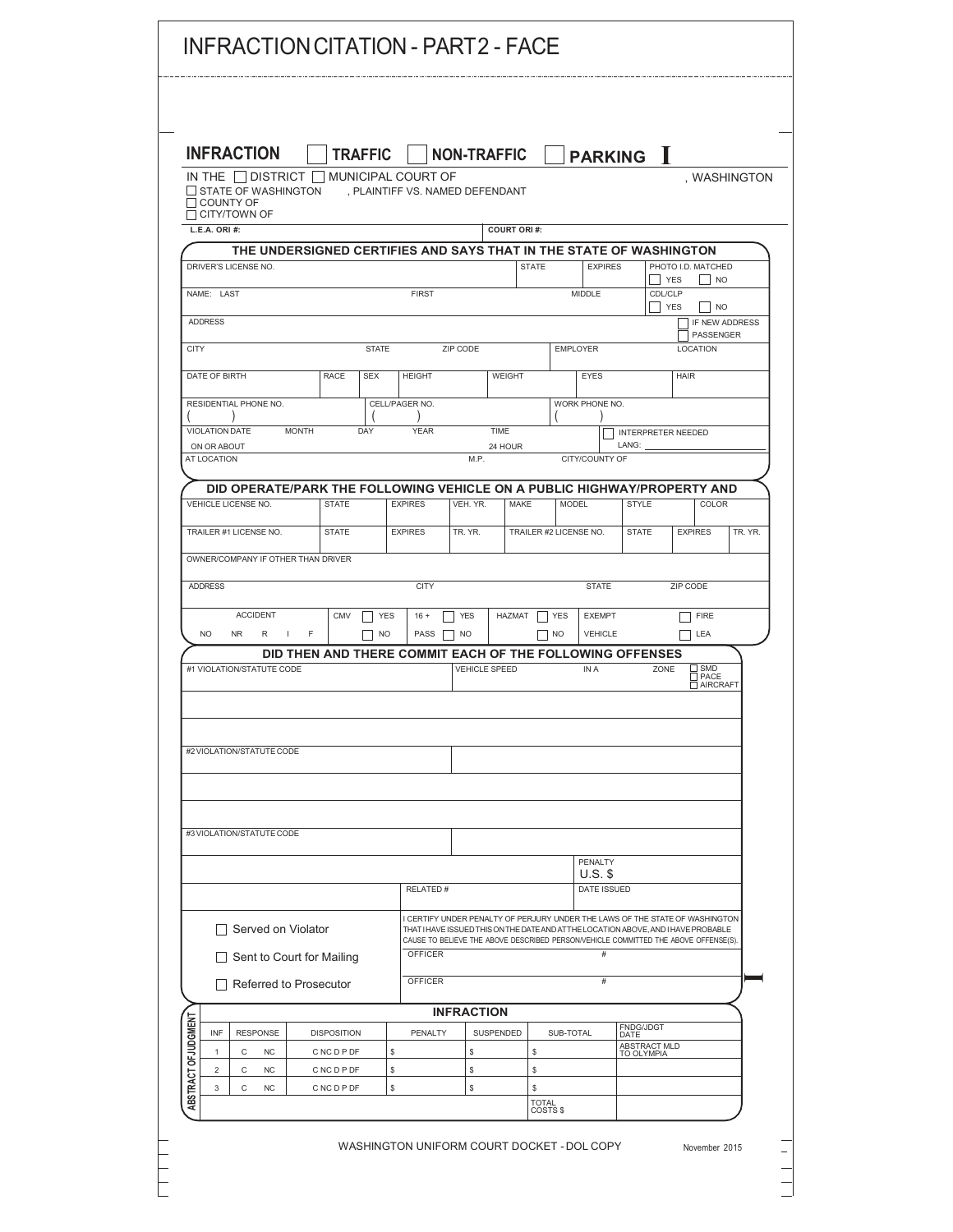# INFRACTION CITATION - PART 2 - FACE

**INFRACTION** ☐ **TRAFFIC** ☐ **NON-TRAFFIC** ☐ **PARKING** **I**

IN THE ☐ DISTRICT ☐ MUNICIPAL COURT OF , WASHINGTON

☐ STATE OF WASHINGTON , PLAINTIFF VS. NAMED DEFENDANT
☐ COUNTY OF
☐ CITY/TOWN OF

**L.E.A. ORI #:** **COURT ORI #:**

**THE UNDERSIGNED CERTIFIES AND SAYS THAT IN THE STATE OF WASHINGTON**

| DRIVER'S LICENSE NO. | | | STATE | EXPIRES | PHOTO I.D. MATCHED ☐ YES ☐ NO |
|---|---|---|---|---|---|
| NAME: LAST | FIRST | | MIDDLE | | CDL/CLP ☐ YES ☐ NO |
| ADDRESS | | | | | ☐ IF NEW ADDRESS ☐ PASSENGER |
| CITY | STATE | ZIP CODE | EMPLOYER | | LOCATION |

| DATE OF BIRTH | RACE | SEX | HEIGHT | WEIGHT | EYES | HAIR |
|---|---|---|---|---|---|---|

| RESIDENTIAL PHONE NO. ( ) | CELL/PAGER NO. ( ) | WORK PHONE NO. ( ) |
|---|---|---|

| VIOLATION DATE ON OR ABOUT | MONTH | DAY | YEAR | TIME 24 HOUR | ☐ INTERPRETER NEEDED LANG: |
|---|---|---|---|---|---|
| AT LOCATION | | | M.P. | CITY/COUNTY OF | |

**DID OPERATE/PARK THE FOLLOWING VEHICLE ON A PUBLIC HIGHWAY/PROPERTY AND**

| VEHICLE LICENSE NO. | STATE | EXPIRES | VEH. YR. | MAKE | MODEL | STYLE | COLOR |
|---|---|---|---|---|---|---|---|

| TRAILER #1 LICENSE NO. | STATE | EXPIRES | TR. YR. | TRAILER #2 LICENSE NO. | STATE | EXPIRES | TR. YR. |
|---|---|---|---|---|---|---|---|

OWNER/COMPANY IF OTHER THAN DRIVER

| ADDRESS | CITY | STATE | ZIP CODE |
|---|---|---|---|

| ACCIDENT | CMV | 16 + PASS | HAZMAT | EXEMPT VEHICLE | |
|---|---|---|---|---|---|
| NO NR R I F | ☐ YES ☐ NO | ☐ YES ☐ NO | ☐ YES ☐ NO | | ☐ FIRE ☐ LEA |

**DID THEN AND THERE COMMIT EACH OF THE FOLLOWING OFFENSES**

| #1 VIOLATION/STATUTE CODE | VEHICLE SPEED | IN A | ZONE | ☐ SMD ☐ PACE ☐ AIRCRAFT |
|---|---|---|---|---|

#2 VIOLATION/STATUTE CODE

#3 VIOLATION/STATUTE CODE

PENALTY U.S. $

RELATED # DATE ISSUED

☐ Served on Violator

☐ Sent to Court for Mailing

☐ Referred to Prosecutor

I CERTIFY UNDER PENALTY OF PERJURY UNDER THE LAWS OF THE STATE OF WASHINGTON THAT I HAVE ISSUED THIS ON THE DATE AND AT THE LOCATION ABOVE, AND I HAVE PROBABLE CAUSE TO BELIEVE THE ABOVE DESCRIBED PERSON/VEHICLE COMMITTED THE ABOVE OFFENSE(S).

OFFICER #

OFFICER #

**ABSTRACT OF JUDGMENT**

**INFRACTION**

| INF | RESPONSE | DISPOSITION | PENALTY | SUSPENDED | SUB-TOTAL | FNDG/JDGT DATE |
|---|---|---|---|---|---|---|
| 1 | C NC | C NC D P DF | $ | $ | $ | ABSTRACT MLD TO OLYMPIA |
| 2 | C NC | C NC D P DF | $ | $ | $ | |
| 3 | C NC | C NC D P DF | $ | $ | $ | |
| | | | | | TOTAL COSTS $ | |

WASHINGTON UNIFORM COURT DOCKET - DOL COPY

November 2015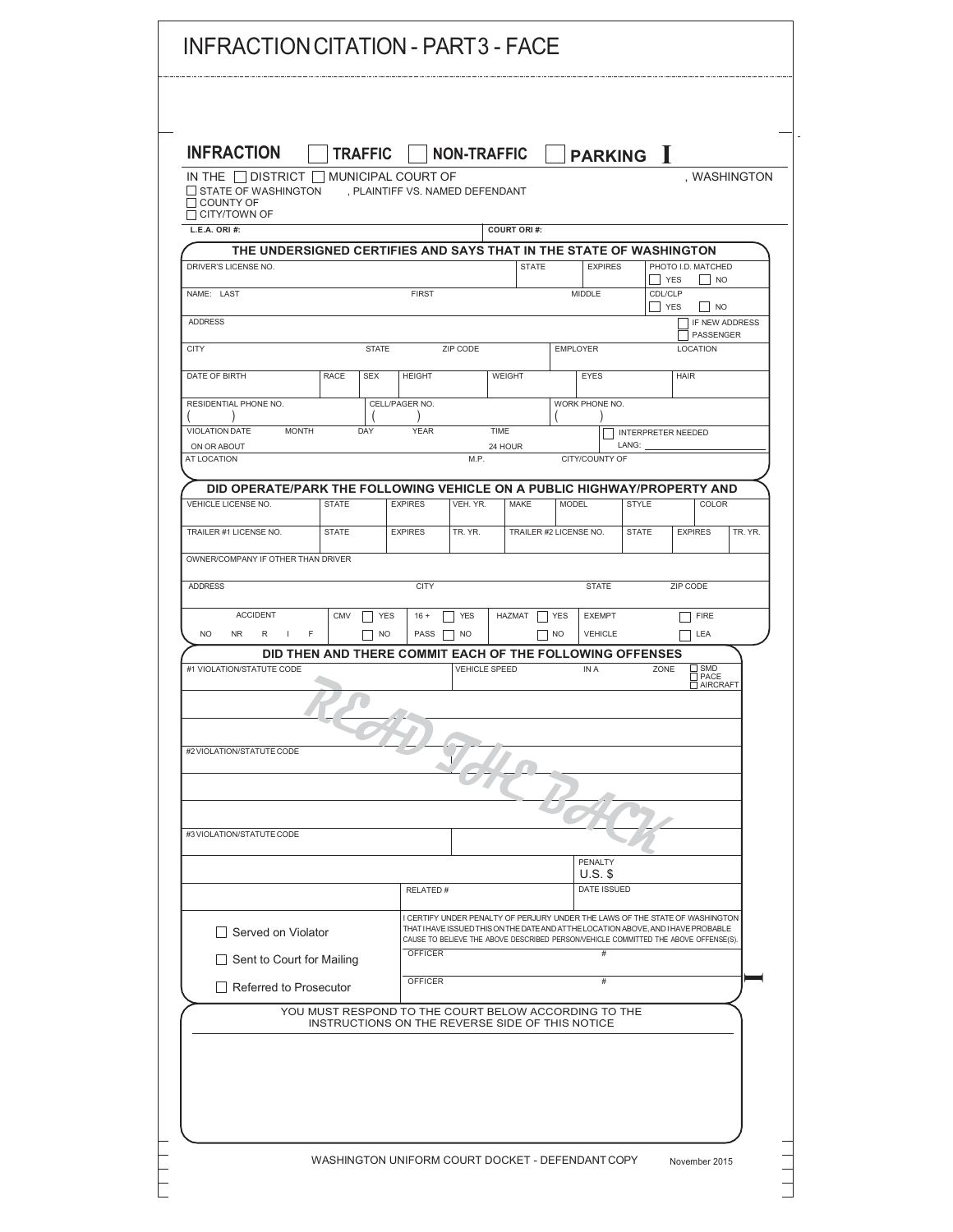# INFRACTION CITATION - PART 3 - FACE

**INFRACTION** ☐ **TRAFFIC** ☐ **NON-TRAFFIC** ☐ **PARKING** **I**

IN THE ☐ DISTRICT ☐ MUNICIPAL COURT OF , WASHINGTON

☐ STATE OF WASHINGTON , PLAINTIFF VS. NAMED DEFENDANT
☐ COUNTY OF
☐ CITY/TOWN OF

**L.E.A. ORI #:** **COURT ORI #:**

## THE UNDERSIGNED CERTIFIES AND SAYS THAT IN THE STATE OF WASHINGTON

| DRIVER'S LICENSE NO. | | | | STATE | EXPIRES | PHOTO I.D. MATCHED ☐ YES ☐ NO |
|---|---|---|---|---|---|---|
| NAME: LAST | | FIRST | | | MIDDLE | CDL/CLP ☐ YES ☐ NO |
| ADDRESS | | | | | | ☐ IF NEW ADDRESS ☐ PASSENGER |
| CITY | STATE | ZIP CODE | | EMPLOYER | | LOCATION |
| DATE OF BIRTH | RACE | SEX | HEIGHT | WEIGHT | EYES | HAIR |
| RESIDENTIAL PHONE NO. ( ) | | CELL/PAGER NO. ( ) | | WORK PHONE NO. ( ) | | |
| VIOLATION DATE ON OR ABOUT | MONTH | DAY | YEAR | TIME 24 HOUR | ☐ INTERPRETER NEEDED LANG: | |
| AT LOCATION | | | M.P. | CITY/COUNTY OF | | |

## DID OPERATE/PARK THE FOLLOWING VEHICLE ON A PUBLIC HIGHWAY/PROPERTY AND

| VEHICLE LICENSE NO. | STATE | EXPIRES | VEH. YR. | MAKE | MODEL | STYLE | COLOR | |
|---|---|---|---|---|---|---|---|---|
| TRAILER #1 LICENSE NO. | STATE | EXPIRES | TR. YR. | TRAILER #2 LICENSE NO. | | STATE | EXPIRES | TR. YR. |
| OWNER/COMPANY IF OTHER THAN DRIVER | | | | | | | | |
| ADDRESS | | CITY | | | STATE | | ZIP CODE | |
| ACCIDENT NO NR R I F | CMV ☐ YES ☐ NO | 16 + PASS | ☐ YES ☐ NO | HAZMAT ☐ YES ☐ NO | EXEMPT VEHICLE | | ☐ FIRE ☐ LEA | |

## DID THEN AND THERE COMMIT EACH OF THE FOLLOWING OFFENSES

| #1 VIOLATION/STATUTE CODE | VEHICLE SPEED | IN A | ZONE | ☐ SMD ☐ PACE ☐ AIRCRAFT |
|---|---|---|---|---|
| | | | | |
| | | | | |
| #2 VIOLATION/STATUTE CODE | | | | |
| | | | | |
| | | | | |
| #3 VIOLATION/STATUTE CODE | | | | |
| | | PENALTY U.S. $ | | |
| | RELATED # | DATE ISSUED | | |

READ THE BACK

☐ Served on Violator

☐ Sent to Court for Mailing

☐ Referred to Prosecutor

I CERTIFY UNDER PENALTY OF PERJURY UNDER THE LAWS OF THE STATE OF WASHINGTON THAT I HAVE ISSUED THIS ON THE DATE AND AT THE LOCATION ABOVE, AND I HAVE PROBABLE CAUSE TO BELIEVE THE ABOVE DESCRIBED PERSON/VEHICLE COMMITTED THE ABOVE OFFENSE(S).

OFFICER #

OFFICER #

YOU MUST RESPOND TO THE COURT BELOW ACCORDING TO THE INSTRUCTIONS ON THE REVERSE SIDE OF THIS NOTICE

WASHINGTON UNIFORM COURT DOCKET - DEFENDANT COPY November 2015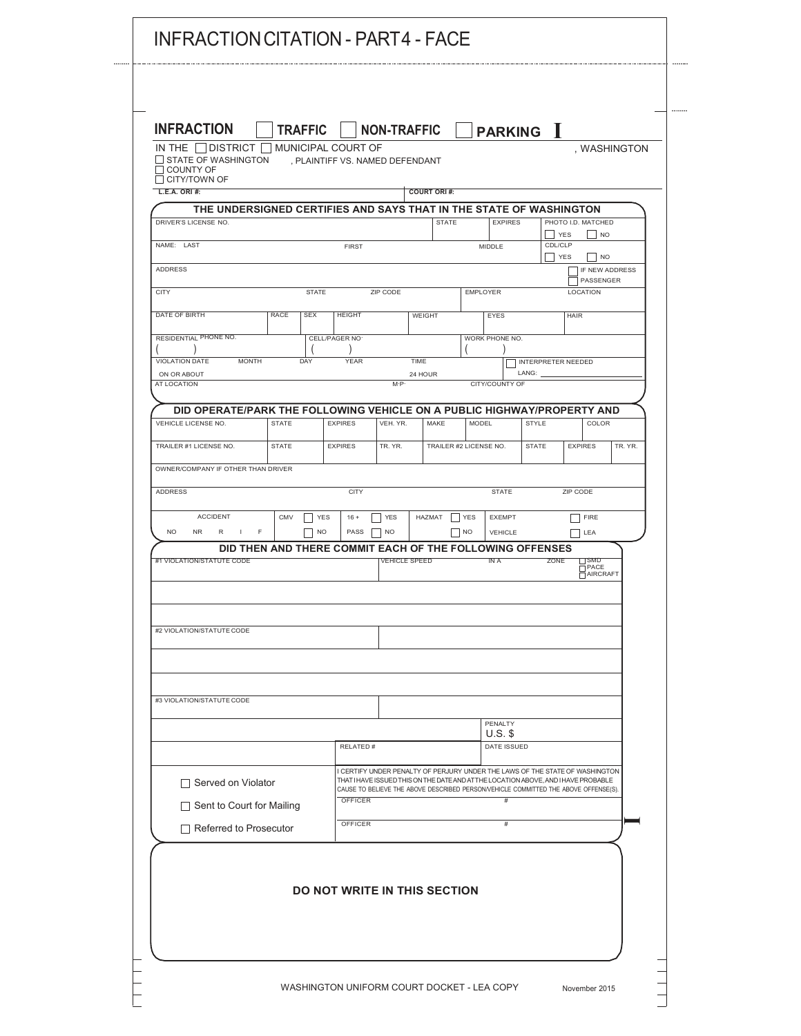# INFRACTION CITATION - PART 4 - FACE

**INFRACTION** ☐ **TRAFFIC** ☐ **NON-TRAFFIC** ☐ **PARKING** **I**

IN THE ☐ DISTRICT ☐ MUNICIPAL COURT OF , WASHINGTON

☐ STATE OF WASHINGTON , PLAINTIFF VS. NAMED DEFENDANT
☐ COUNTY OF
☐ CITY/TOWN OF

| L.E.A. ORI #: | COURT ORI #: |
|---|---|

**THE UNDERSIGNED CERTIFIES AND SAYS THAT IN THE STATE OF WASHINGTON**

| DRIVER'S LICENSE NO. | STATE | EXPIRES | PHOTO I.D. MATCHED ☐ YES ☐ NO |
|---|---|---|---|
| NAME: LAST | FIRST | MIDDLE | CDL/CLP ☐ YES ☐ NO |
| ADDRESS | | | ☐ IF NEW ADDRESS ☐ PASSENGER |
| CITY | STATE | ZIP CODE | EMPLOYER | LOCATION |

| DATE OF BIRTH | RACE | SEX | HEIGHT | WEIGHT | EYES | HAIR |
|---|---|---|---|---|---|---|

| RESIDENTIAL PHONE NO. ( ) | CELL/PAGER NO. ( ) | WORK PHONE NO. ( ) |
|---|---|---|

| VIOLATION DATE ON OR ABOUT | MONTH | DAY | YEAR | TIME 24 HOUR | ☐ INTERPRETER NEEDED LANG: |
|---|---|---|---|---|---|
| AT LOCATION | | | M.P. | CITY/COUNTY OF | |

**DID OPERATE/PARK THE FOLLOWING VEHICLE ON A PUBLIC HIGHWAY/PROPERTY AND**

| VEHICLE LICENSE NO. | STATE | EXPIRES | VEH. YR. | MAKE | MODEL | STYLE | COLOR |
|---|---|---|---|---|---|---|---|

| TRAILER #1 LICENSE NO. | STATE | EXPIRES | TR. YR. | TRAILER #2 LICENSE NO. | STATE | EXPIRES | TR. YR. |
|---|---|---|---|---|---|---|---|

OWNER/COMPANY IF OTHER THAN DRIVER

| ADDRESS | CITY | STATE | ZIP CODE |
|---|---|---|---|

| ACCIDENT | CMV | 16 + | HAZMAT | EXEMPT | |
|---|---|---|---|---|---|
| NO NR R I F | ☐ YES ☐ NO | PASS ☐ YES ☐ NO | ☐ YES ☐ NO | VEHICLE | ☐ FIRE ☐ LEA |

**DID THEN AND THERE COMMIT EACH OF THE FOLLOWING OFFENSES**

| #1 VIOLATION/STATUTE CODE | VEHICLE SPEED | IN A | ZONE | ☐ SMD ☐ PACE ☐ AIRCRAFT |
|---|---|---|---|---|

#2 VIOLATION/STATUTE CODE

#3 VIOLATION/STATUTE CODE

| | PENALTY U.S. $ |
|---|---|
| RELATED # | DATE ISSUED |

☐ Served on Violator

☐ Sent to Court for Mailing

☐ Referred to Prosecutor

I CERTIFY UNDER PENALTY OF PERJURY UNDER THE LAWS OF THE STATE OF WASHINGTON THAT I HAVE ISSUED THIS ON THE DATE AND AT THE LOCATION ABOVE, AND I HAVE PROBABLE CAUSE TO BELIEVE THE ABOVE DESCRIBED PERSON/VEHICLE COMMITTED THE ABOVE OFFENSE(S).

| OFFICER | # |
|---|---|
| OFFICER | # |

**DO NOT WRITE IN THIS SECTION**

WASHINGTON UNIFORM COURT DOCKET - LEA COPY November 2015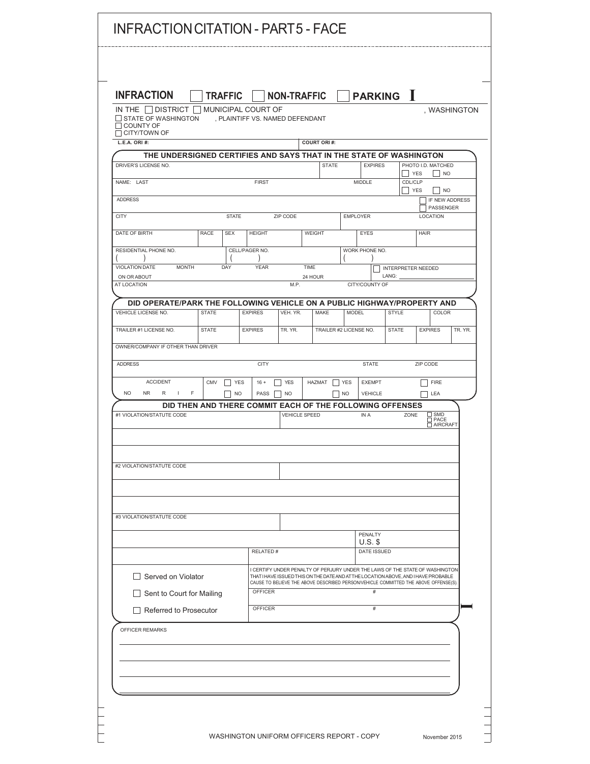# INFRACTION CITATION - PART 5 - FACE

**INFRACTION** ☐ **TRAFFIC** ☐ **NON-TRAFFIC** ☐ **PARKING** **I**

IN THE ☐ DISTRICT ☐ MUNICIPAL COURT OF , WASHINGTON

☐ STATE OF WASHINGTON , PLAINTIFF VS. NAMED DEFENDANT
☐ COUNTY OF
☐ CITY/TOWN OF

**L.E.A. ORI #:** **COURT ORI #:**

**THE UNDERSIGNED CERTIFIES AND SAYS THAT IN THE STATE OF WASHINGTON**

| DRIVER'S LICENSE NO. | | | STATE | EXPIRES | PHOTO I.D. MATCHED ☐ YES ☐ NO |
|---|---|---|---|---|---|
| NAME: LAST | FIRST | | | MIDDLE | CDL/CLP ☐ YES ☐ NO |
| ADDRESS | | | | | ☐ IF NEW ADDRESS ☐ PASSENGER |
| CITY | STATE | ZIP CODE | | EMPLOYER | LOCATION |

| DATE OF BIRTH | RACE | SEX | HEIGHT | WEIGHT | EYES | HAIR |
|---|---|---|---|---|---|---|
| | | | | | | |

| RESIDENTIAL PHONE NO. | CELL/PAGER NO. | WORK PHONE NO. |
|---|---|---|
| ( ) | ( ) | ( ) |

| VIOLATION DATE ON OR ABOUT | MONTH | DAY | YEAR | TIME 24 HOUR | ☐ INTERPRETER NEEDED LANG: |
|---|---|---|---|---|---|
| AT LOCATION | | | | M.P. | CITY/COUNTY OF |

**DID OPERATE/PARK THE FOLLOWING VEHICLE ON A PUBLIC HIGHWAY/PROPERTY AND**

| VEHICLE LICENSE NO. | STATE | EXPIRES | VEH. YR. | MAKE | MODEL | STYLE | COLOR |
|---|---|---|---|---|---|---|---|
| | | | | | | | |

| TRAILER #1 LICENSE NO. | STATE | EXPIRES | TR. YR. | TRAILER #2 LICENSE NO. | STATE | EXPIRES | TR. YR. |
|---|---|---|---|---|---|---|---|
| | | | | | | | |

OWNER/COMPANY IF OTHER THAN DRIVER

| ADDRESS | CITY | STATE | ZIP CODE |
|---|---|---|---|
| | | | |

| ACCIDENT | CMV | 16 + PASS | HAZMAT | EXEMPT VEHICLE | |
|---|---|---|---|---|---|
| NO NR R I F | ☐ YES ☐ NO | ☐ YES ☐ NO | ☐ YES ☐ NO | | ☐ FIRE ☐ LEA |

**DID THEN AND THERE COMMIT EACH OF THE FOLLOWING OFFENSES**

| #1 VIOLATION/STATUTE CODE | VEHICLE SPEED | IN A | ZONE | ☐ SMD ☐ PACE ☐ AIRCRAFT |
|---|---|---|---|---|
| | | | | |
| | | | | |

#2 VIOLATION/STATUTE CODE

#3 VIOLATION/STATUTE CODE

| | | PENALTY U.S. $ |
|---|---|---|
| | RELATED # | DATE ISSUED |

☐ Served on Violator

☐ Sent to Court for Mailing

☐ Referred to Prosecutor

I CERTIFY UNDER PENALTY OF PERJURY UNDER THE LAWS OF THE STATE OF WASHINGTON THAT I HAVE ISSUED THIS ON THE DATE AND AT THE LOCATION ABOVE, AND I HAVE PROBABLE CAUSE TO BELIEVE THE ABOVE DESCRIBED PERSON/VEHICLE COMMITTED THE ABOVE OFFENSE(S).

| OFFICER | # |
|---|---|
| OFFICER | # |

OFFICER REMARKS

WASHINGTON UNIFORM OFFICERS REPORT - COPY

November 2015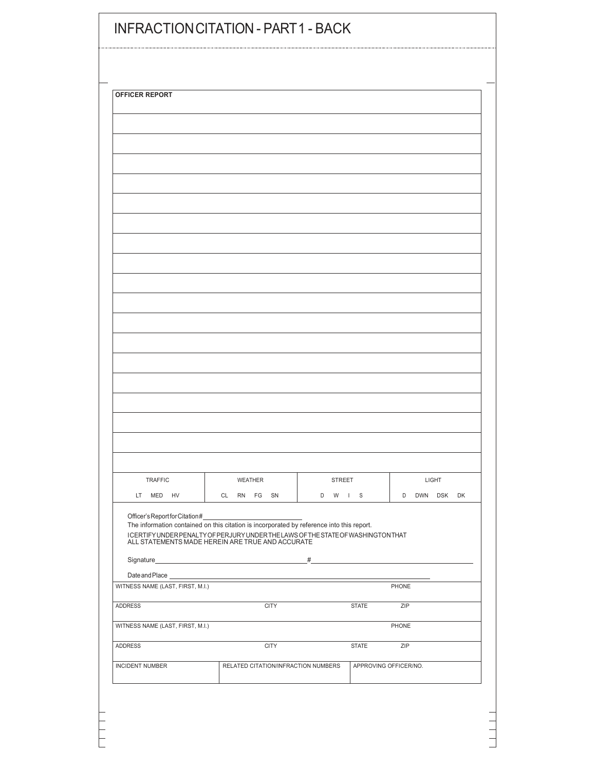# INFRACTION CITATION - PART 1 - BACK

**OFFICER REPORT**

| TRAFFIC | WEATHER | STREET | LIGHT |
|---|---|---|---|
| LT MED HV | CL RN FG SN | D W I S | D DWN DSK DK |

Officer's Report for Citation# ______________________

The information contained on this citation is incorporated by reference into this report.

I CERTIFY UNDER PENALTY OF PERJURY UNDER THE LAWS OF THE STATE OF WASHINGTON THAT ALL STATEMENTS MADE HEREIN ARE TRUE AND ACCURATE

Signature ______________________ # ______________________

Date and Place ______________________

| WITNESS NAME (LAST, FIRST, M.I.) | | | PHONE |
|---|---|---|---|
| ADDRESS | CITY | STATE | ZIP |
| WITNESS NAME (LAST, FIRST, M.I.) | | | PHONE |
| ADDRESS | CITY | STATE | ZIP |

| INCIDENT NUMBER | RELATED CITATION/INFRACTION NUMBERS | APPROVING OFFICER/NO. |
|---|---|---|
| | | |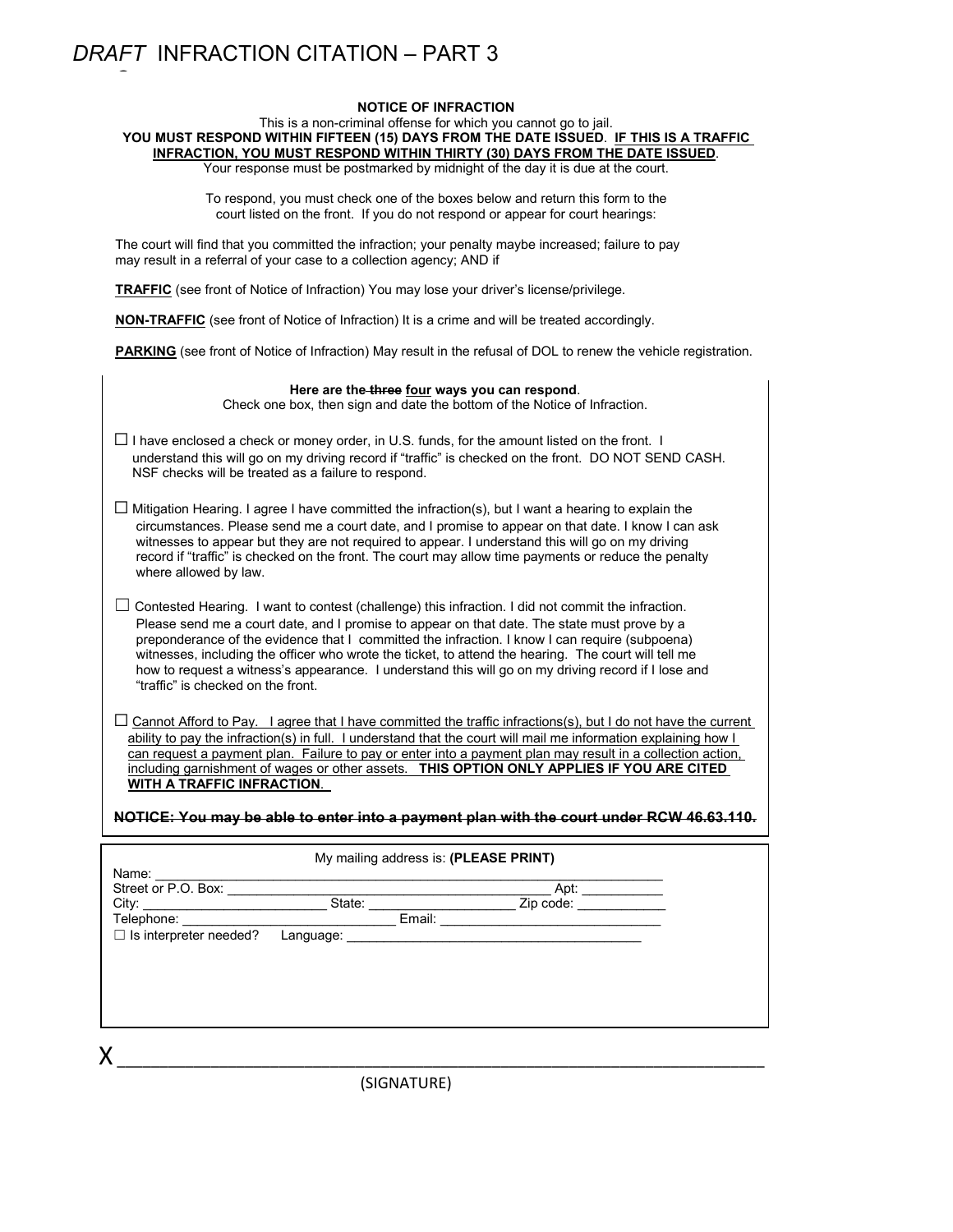# *DRAFT* INFRACTION CITATION – PART 3

**NOTICE OF INFRACTION**

This is a non-criminal offense for which you cannot go to jail.

**YOU MUST RESPOND WITHIN FIFTEEN (15) DAYS FROM THE DATE ISSUED**. **<u>IF THIS IS A TRAFFIC INFRACTION, YOU MUST RESPOND WITHIN THIRTY (30) DAYS FROM THE DATE ISSUED</u>**.

Your response must be postmarked by midnight of the day it is due at the court.

To respond, you must check one of the boxes below and return this form to the court listed on the front. If you do not respond or appear for court hearings:

The court will find that you committed the infraction; your penalty maybe increased; failure to pay may result in a referral of your case to a collection agency; AND if

**<u>TRAFFIC</u>** (see front of Notice of Infraction) You may lose your driver's license/privilege.

**<u>NON-TRAFFIC</u>** (see front of Notice of Infraction) It is a crime and will be treated accordingly.

**<u>PARKING</u>** (see front of Notice of Infraction) May result in the refusal of DOL to renew the vehicle registration.

**Here are the ~~three~~ <u>four</u> ways you can respond**.

Check one box, then sign and date the bottom of the Notice of Infraction.

☐ I have enclosed a check or money order, in U.S. funds, for the amount listed on the front. I understand this will go on my driving record if "traffic" is checked on the front. DO NOT SEND CASH. NSF checks will be treated as a failure to respond.

☐ Mitigation Hearing. I agree I have committed the infraction(s), but I want a hearing to explain the circumstances. Please send me a court date, and I promise to appear on that date. I know I can ask witnesses to appear but they are not required to appear. I understand this will go on my driving record if "traffic" is checked on the front. The court may allow time payments or reduce the penalty where allowed by law.

☐ Contested Hearing. I want to contest (challenge) this infraction. I did not commit the infraction. Please send me a court date, and I promise to appear on that date. The state must prove by a preponderance of the evidence that I committed the infraction. I know I can require (subpoena) witnesses, including the officer who wrote the ticket, to attend the hearing. The court will tell me how to request a witness's appearance. I understand this will go on my driving record if I lose and "traffic" is checked on the front.

☐ <u>Cannot Afford to Pay. I agree that I have committed the traffic infractions(s), but I do not have the current ability to pay the infraction(s) in full. I understand that the court will mail me information explaining how I can request a payment plan. Failure to pay or enter into a payment plan may result in a collection action, including garnishment of wages or other assets.</u> **<u>THIS OPTION ONLY APPLIES IF YOU ARE CITED WITH A TRAFFIC INFRACTION</u>**.

**~~NOTICE: You may be able to enter into a payment plan with the court under RCW 46.63.110.~~**

My mailing address is: **(PLEASE PRINT)**

Name: ______________________________________________

Street or P.O. Box: ______________________________ Apt: __________

City: ____________________ State: ________________ Zip code: __________

Telephone: ______________________ Email: __________________________

☐ Is interpreter needed? Language: __________________________________

X______________________________________________________________

(SIGNATURE)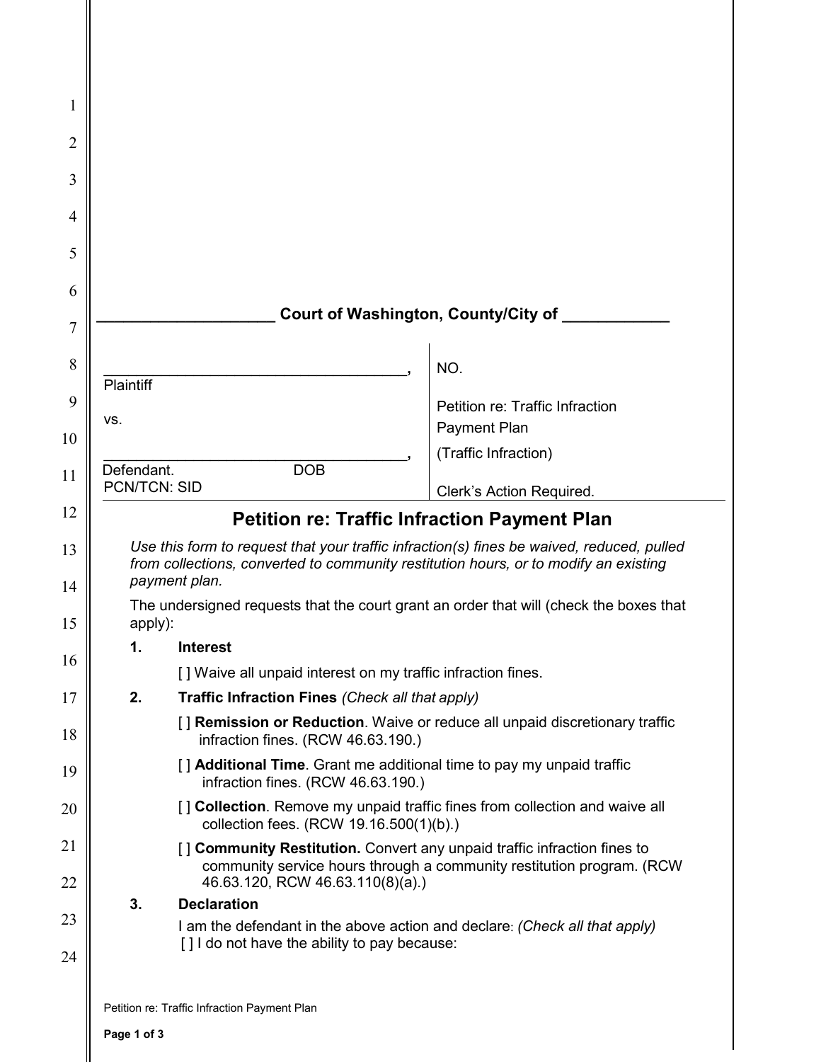____________________ Court of Washington, County/City of ____________

| | |
|---|---|
| ____________________________________, Plaintiff | NO. |
| vs. | Petition re: Traffic Infraction Payment Plan |
| ____________________________________, Defendant. DOB | (Traffic Infraction) |
| PCN/TCN: SID | Clerk's Action Required. |

# Petition re: Traffic Infraction Payment Plan

*Use this form to request that your traffic infraction(s) fines be waived, reduced, pulled from collections, converted to community restitution hours, or to modify an existing payment plan.*

The undersigned requests that the court grant an order that will (check the boxes that apply):

**1. Interest**

[ ] Waive all unpaid interest on my traffic infraction fines.

**2. Traffic Infraction Fines** *(Check all that apply)*

[ ] **Remission or Reduction**. Waive or reduce all unpaid discretionary traffic infraction fines. (RCW 46.63.190.)

[ ] **Additional Time**. Grant me additional time to pay my unpaid traffic infraction fines. (RCW 46.63.190.)

[ ] **Collection**. Remove my unpaid traffic fines from collection and waive all collection fees. (RCW 19.16.500(1)(b).)

[ ] **Community Restitution.** Convert any unpaid traffic infraction fines to community service hours through a community restitution program. (RCW 46.63.120, RCW 46.63.110(8)(a).)

**3. Declaration**

I am the defendant in the above action and declare: *(Check all that apply)*

[ ] I do not have the ability to pay because: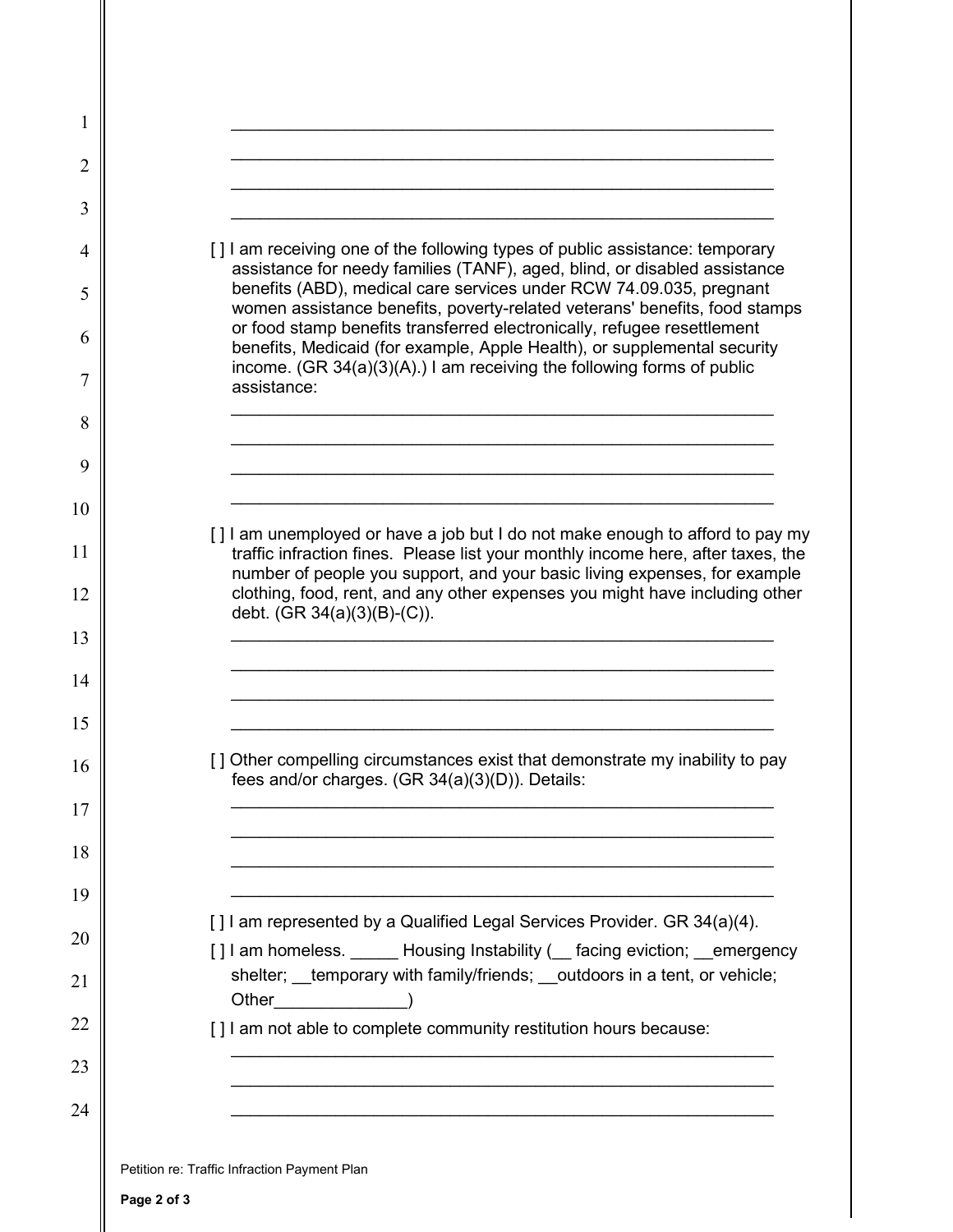\_\_\_\_\_\_\_\_\_\_\_\_\_\_\_\_\_\_\_\_\_\_\_\_\_\_\_\_\_\_\_\_\_\_\_\_\_\_\_\_\_\_\_\_\_\_\_\_\_\_\_\_\_\_\_\_\_\_

\_\_\_\_\_\_\_\_\_\_\_\_\_\_\_\_\_\_\_\_\_\_\_\_\_\_\_\_\_\_\_\_\_\_\_\_\_\_\_\_\_\_\_\_\_\_\_\_\_\_\_\_\_\_\_\_\_\_

\_\_\_\_\_\_\_\_\_\_\_\_\_\_\_\_\_\_\_\_\_\_\_\_\_\_\_\_\_\_\_\_\_\_\_\_\_\_\_\_\_\_\_\_\_\_\_\_\_\_\_\_\_\_\_\_\_\_

\_\_\_\_\_\_\_\_\_\_\_\_\_\_\_\_\_\_\_\_\_\_\_\_\_\_\_\_\_\_\_\_\_\_\_\_\_\_\_\_\_\_\_\_\_\_\_\_\_\_\_\_\_\_\_\_\_\_

[ ] I am receiving one of the following types of public assistance: temporary assistance for needy families (TANF), aged, blind, or disabled assistance benefits (ABD), medical care services under RCW 74.09.035, pregnant women assistance benefits, poverty-related veterans' benefits, food stamps or food stamp benefits transferred electronically, refugee resettlement benefits, Medicaid (for example, Apple Health), or supplemental security income. (GR 34(a)(3)(A).) I am receiving the following forms of public assistance:

\_\_\_\_\_\_\_\_\_\_\_\_\_\_\_\_\_\_\_\_\_\_\_\_\_\_\_\_\_\_\_\_\_\_\_\_\_\_\_\_\_\_\_\_\_\_\_\_\_\_\_\_\_\_\_\_\_\_

\_\_\_\_\_\_\_\_\_\_\_\_\_\_\_\_\_\_\_\_\_\_\_\_\_\_\_\_\_\_\_\_\_\_\_\_\_\_\_\_\_\_\_\_\_\_\_\_\_\_\_\_\_\_\_\_\_\_

\_\_\_\_\_\_\_\_\_\_\_\_\_\_\_\_\_\_\_\_\_\_\_\_\_\_\_\_\_\_\_\_\_\_\_\_\_\_\_\_\_\_\_\_\_\_\_\_\_\_\_\_\_\_\_\_\_\_

\_\_\_\_\_\_\_\_\_\_\_\_\_\_\_\_\_\_\_\_\_\_\_\_\_\_\_\_\_\_\_\_\_\_\_\_\_\_\_\_\_\_\_\_\_\_\_\_\_\_\_\_\_\_\_\_\_\_

[ ] I am unemployed or have a job but I do not make enough to afford to pay my traffic infraction fines. Please list your monthly income here, after taxes, the number of people you support, and your basic living expenses, for example clothing, food, rent, and any other expenses you might have including other debt. (GR 34(a)(3)(B)-(C)).

\_\_\_\_\_\_\_\_\_\_\_\_\_\_\_\_\_\_\_\_\_\_\_\_\_\_\_\_\_\_\_\_\_\_\_\_\_\_\_\_\_\_\_\_\_\_\_\_\_\_\_\_\_\_\_\_\_\_

\_\_\_\_\_\_\_\_\_\_\_\_\_\_\_\_\_\_\_\_\_\_\_\_\_\_\_\_\_\_\_\_\_\_\_\_\_\_\_\_\_\_\_\_\_\_\_\_\_\_\_\_\_\_\_\_\_\_

\_\_\_\_\_\_\_\_\_\_\_\_\_\_\_\_\_\_\_\_\_\_\_\_\_\_\_\_\_\_\_\_\_\_\_\_\_\_\_\_\_\_\_\_\_\_\_\_\_\_\_\_\_\_\_\_\_\_

\_\_\_\_\_\_\_\_\_\_\_\_\_\_\_\_\_\_\_\_\_\_\_\_\_\_\_\_\_\_\_\_\_\_\_\_\_\_\_\_\_\_\_\_\_\_\_\_\_\_\_\_\_\_\_\_\_\_

[ ] Other compelling circumstances exist that demonstrate my inability to pay fees and/or charges. (GR 34(a)(3)(D)). Details:

\_\_\_\_\_\_\_\_\_\_\_\_\_\_\_\_\_\_\_\_\_\_\_\_\_\_\_\_\_\_\_\_\_\_\_\_\_\_\_\_\_\_\_\_\_\_\_\_\_\_\_\_\_\_\_\_\_\_

\_\_\_\_\_\_\_\_\_\_\_\_\_\_\_\_\_\_\_\_\_\_\_\_\_\_\_\_\_\_\_\_\_\_\_\_\_\_\_\_\_\_\_\_\_\_\_\_\_\_\_\_\_\_\_\_\_\_

\_\_\_\_\_\_\_\_\_\_\_\_\_\_\_\_\_\_\_\_\_\_\_\_\_\_\_\_\_\_\_\_\_\_\_\_\_\_\_\_\_\_\_\_\_\_\_\_\_\_\_\_\_\_\_\_\_\_

\_\_\_\_\_\_\_\_\_\_\_\_\_\_\_\_\_\_\_\_\_\_\_\_\_\_\_\_\_\_\_\_\_\_\_\_\_\_\_\_\_\_\_\_\_\_\_\_\_\_\_\_\_\_\_\_\_\_

[ ] I am represented by a Qualified Legal Services Provider. GR 34(a)(4).

[ ] I am homeless. \_\_\_\_\_ Housing Instability (\_\_ facing eviction; \_\_emergency shelter; \_\_temporary with family/friends; \_\_outdoors in a tent, or vehicle; Other\_\_\_\_\_\_\_\_\_\_\_\_\_\_)

[ ] I am not able to complete community restitution hours because:

\_\_\_\_\_\_\_\_\_\_\_\_\_\_\_\_\_\_\_\_\_\_\_\_\_\_\_\_\_\_\_\_\_\_\_\_\_\_\_\_\_\_\_\_\_\_\_\_\_\_\_\_\_\_\_\_\_\_

\_\_\_\_\_\_\_\_\_\_\_\_\_\_\_\_\_\_\_\_\_\_\_\_\_\_\_\_\_\_\_\_\_\_\_\_\_\_\_\_\_\_\_\_\_\_\_\_\_\_\_\_\_\_\_\_\_\_

\_\_\_\_\_\_\_\_\_\_\_\_\_\_\_\_\_\_\_\_\_\_\_\_\_\_\_\_\_\_\_\_\_\_\_\_\_\_\_\_\_\_\_\_\_\_\_\_\_\_\_\_\_\_\_\_\_\_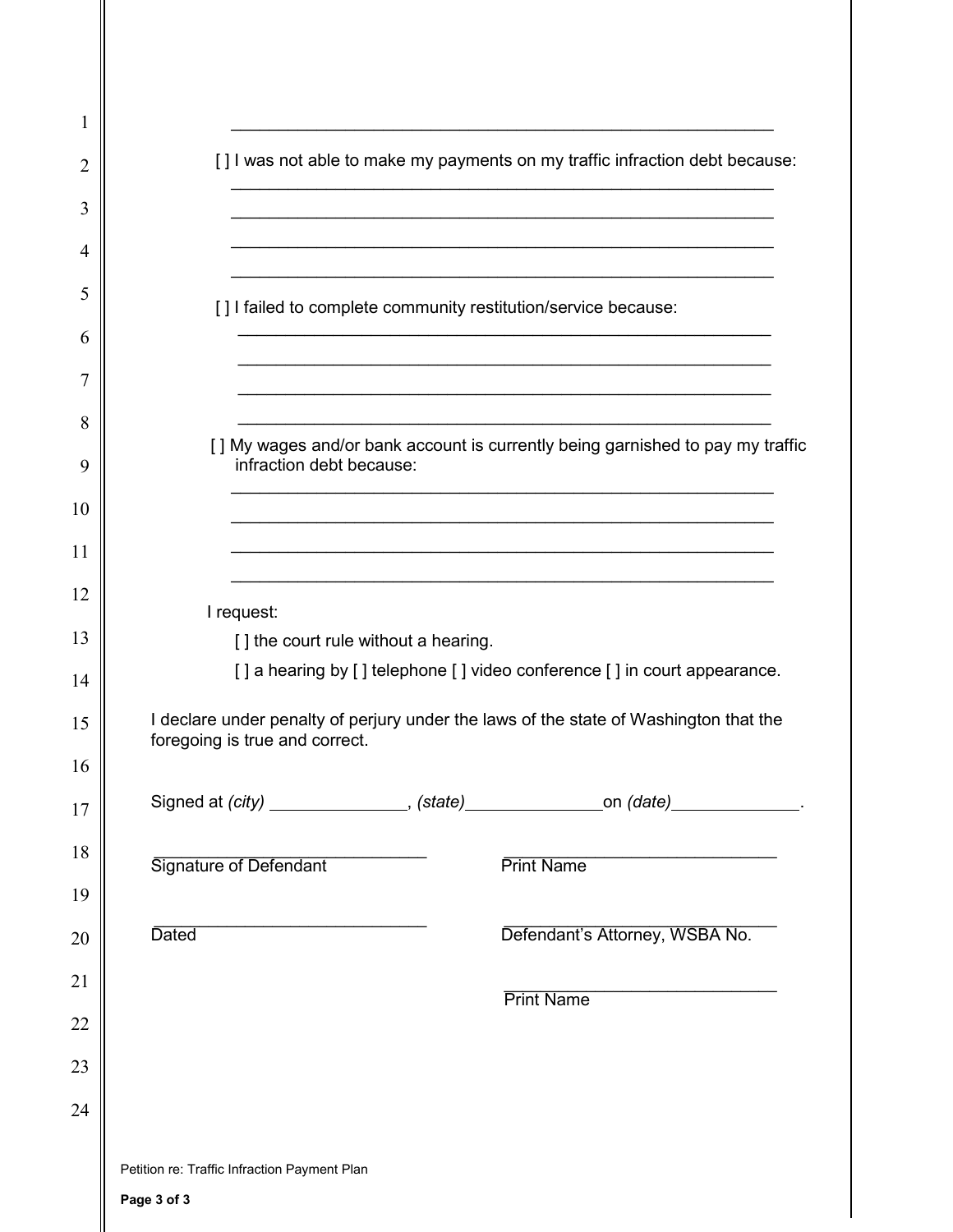\_\_\_\_\_\_\_\_\_\_\_\_\_\_\_\_\_\_\_\_\_\_\_\_\_\_\_\_\_\_\_\_\_\_\_\_\_\_\_\_\_\_\_\_\_\_\_\_\_\_\_\_\_\_\_\_\_\_

[ ] I was not able to make my payments on my traffic infraction debt because:

\_\_\_\_\_\_\_\_\_\_\_\_\_\_\_\_\_\_\_\_\_\_\_\_\_\_\_\_\_\_\_\_\_\_\_\_\_\_\_\_\_\_\_\_\_\_\_\_\_\_\_\_\_\_\_\_\_\_

\_\_\_\_\_\_\_\_\_\_\_\_\_\_\_\_\_\_\_\_\_\_\_\_\_\_\_\_\_\_\_\_\_\_\_\_\_\_\_\_\_\_\_\_\_\_\_\_\_\_\_\_\_\_\_\_\_\_

\_\_\_\_\_\_\_\_\_\_\_\_\_\_\_\_\_\_\_\_\_\_\_\_\_\_\_\_\_\_\_\_\_\_\_\_\_\_\_\_\_\_\_\_\_\_\_\_\_\_\_\_\_\_\_\_\_\_

\_\_\_\_\_\_\_\_\_\_\_\_\_\_\_\_\_\_\_\_\_\_\_\_\_\_\_\_\_\_\_\_\_\_\_\_\_\_\_\_\_\_\_\_\_\_\_\_\_\_\_\_\_\_\_\_\_\_

[ ] I failed to complete community restitution/service because:

\_\_\_\_\_\_\_\_\_\_\_\_\_\_\_\_\_\_\_\_\_\_\_\_\_\_\_\_\_\_\_\_\_\_\_\_\_\_\_\_\_\_\_\_\_\_\_\_\_\_\_\_\_\_\_\_\_\_

\_\_\_\_\_\_\_\_\_\_\_\_\_\_\_\_\_\_\_\_\_\_\_\_\_\_\_\_\_\_\_\_\_\_\_\_\_\_\_\_\_\_\_\_\_\_\_\_\_\_\_\_\_\_\_\_\_\_

\_\_\_\_\_\_\_\_\_\_\_\_\_\_\_\_\_\_\_\_\_\_\_\_\_\_\_\_\_\_\_\_\_\_\_\_\_\_\_\_\_\_\_\_\_\_\_\_\_\_\_\_\_\_\_\_\_\_

\_\_\_\_\_\_\_\_\_\_\_\_\_\_\_\_\_\_\_\_\_\_\_\_\_\_\_\_\_\_\_\_\_\_\_\_\_\_\_\_\_\_\_\_\_\_\_\_\_\_\_\_\_\_\_\_\_\_

[ ] My wages and/or bank account is currently being garnished to pay my traffic infraction debt because:

\_\_\_\_\_\_\_\_\_\_\_\_\_\_\_\_\_\_\_\_\_\_\_\_\_\_\_\_\_\_\_\_\_\_\_\_\_\_\_\_\_\_\_\_\_\_\_\_\_\_\_\_\_\_\_\_\_\_

\_\_\_\_\_\_\_\_\_\_\_\_\_\_\_\_\_\_\_\_\_\_\_\_\_\_\_\_\_\_\_\_\_\_\_\_\_\_\_\_\_\_\_\_\_\_\_\_\_\_\_\_\_\_\_\_\_\_

\_\_\_\_\_\_\_\_\_\_\_\_\_\_\_\_\_\_\_\_\_\_\_\_\_\_\_\_\_\_\_\_\_\_\_\_\_\_\_\_\_\_\_\_\_\_\_\_\_\_\_\_\_\_\_\_\_\_

\_\_\_\_\_\_\_\_\_\_\_\_\_\_\_\_\_\_\_\_\_\_\_\_\_\_\_\_\_\_\_\_\_\_\_\_\_\_\_\_\_\_\_\_\_\_\_\_\_\_\_\_\_\_\_\_\_\_

I request:

[ ] the court rule without a hearing.

[ ] a hearing by [ ] telephone [ ] video conference [ ] in court appearance.

I declare under penalty of perjury under the laws of the state of Washington that the foregoing is true and correct.

Signed at *(city)* \_\_\_\_\_\_\_\_\_\_\_\_\_\_\_, *(state)*\_\_\_\_\_\_\_\_\_\_\_\_\_\_\_on *(date)*\_\_\_\_\_\_\_\_\_\_\_\_\_\_.

\_\_\_\_\_\_\_\_\_\_\_\_\_\_\_\_\_\_\_\_\_\_\_\_\_\_\_\_\_\_ \_\_\_\_\_\_\_\_\_\_\_\_\_\_\_\_\_\_\_\_\_\_\_\_\_\_\_\_\_\_
Signature of Defendant Print Name

\_\_\_\_\_\_\_\_\_\_\_\_\_\_\_\_\_\_\_\_\_\_\_\_\_\_\_\_\_\_ \_\_\_\_\_\_\_\_\_\_\_\_\_\_\_\_\_\_\_\_\_\_\_\_\_\_\_\_\_\_
Dated Defendant's Attorney, WSBA No.

\_\_\_\_\_\_\_\_\_\_\_\_\_\_\_\_\_\_\_\_\_\_\_\_\_\_\_\_\_\_
Print Name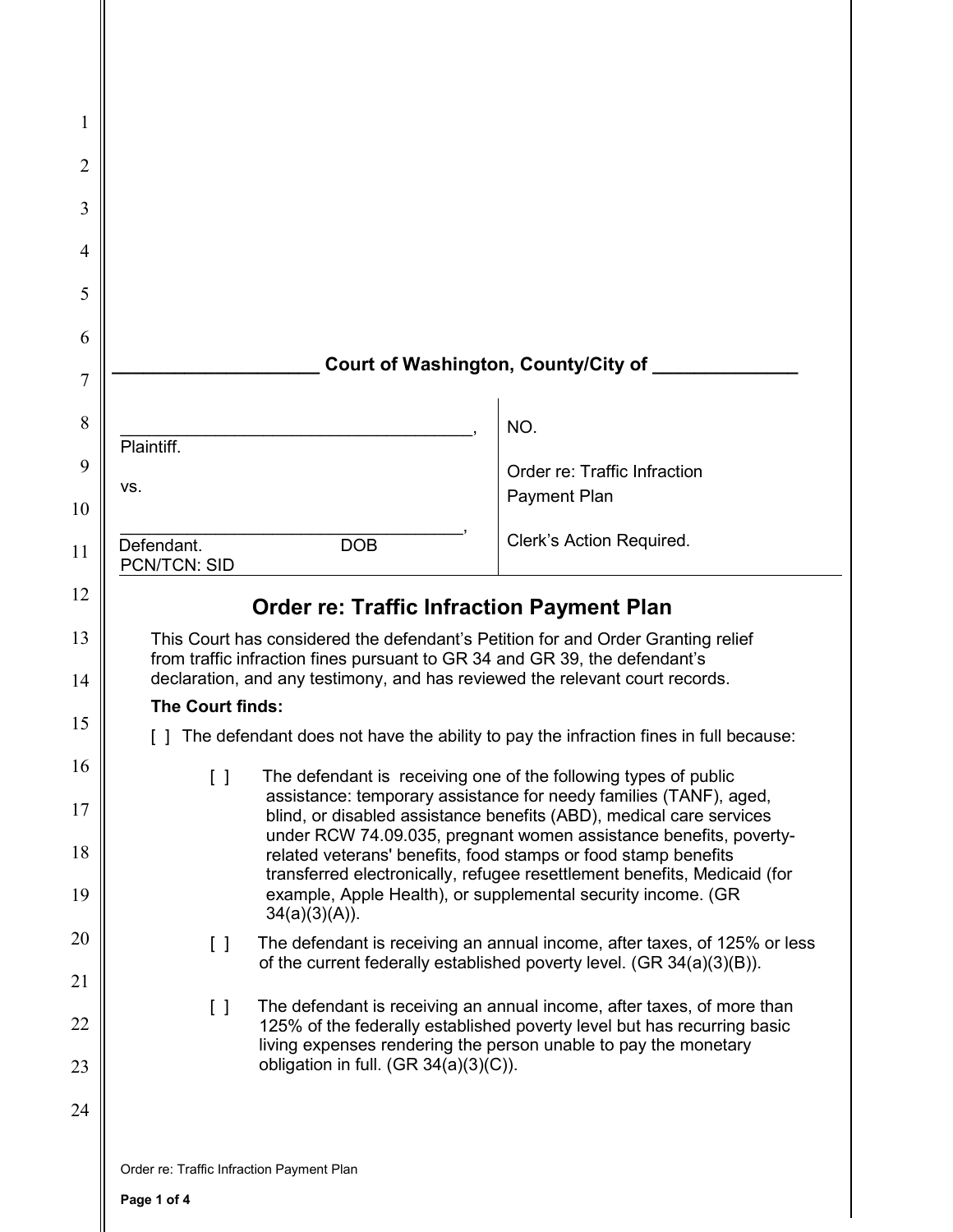____________________ Court of Washington, County/City of ______________

| | |
|---|---|
| ____________________________________, Plaintiff. | NO. |
| vs. | Order re: Traffic Infraction Payment Plan |
| ____________________________________, Defendant. DOB PCN/TCN: SID | Clerk's Action Required. |

## Order re: Traffic Infraction Payment Plan

This Court has considered the defendant's Petition for and Order Granting relief from traffic infraction fines pursuant to GR 34 and GR 39, the defendant's declaration, and any testimony, and has reviewed the relevant court records.

**The Court finds:**

[ ] The defendant does not have the ability to pay the infraction fines in full because:

- [ ] The defendant is receiving one of the following types of public assistance: temporary assistance for needy families (TANF), aged, blind, or disabled assistance benefits (ABD), medical care services under RCW 74.09.035, pregnant women assistance benefits, poverty-related veterans' benefits, food stamps or food stamp benefits transferred electronically, refugee resettlement benefits, Medicaid (for example, Apple Health), or supplemental security income. (GR 34(a)(3)(A)).
- [ ] The defendant is receiving an annual income, after taxes, of 125% or less of the current federally established poverty level. (GR 34(a)(3)(B)).
- [ ] The defendant is receiving an annual income, after taxes, of more than 125% of the federally established poverty level but has recurring basic living expenses rendering the person unable to pay the monetary obligation in full. (GR 34(a)(3)(C)).

Order re: Traffic Infraction Payment Plan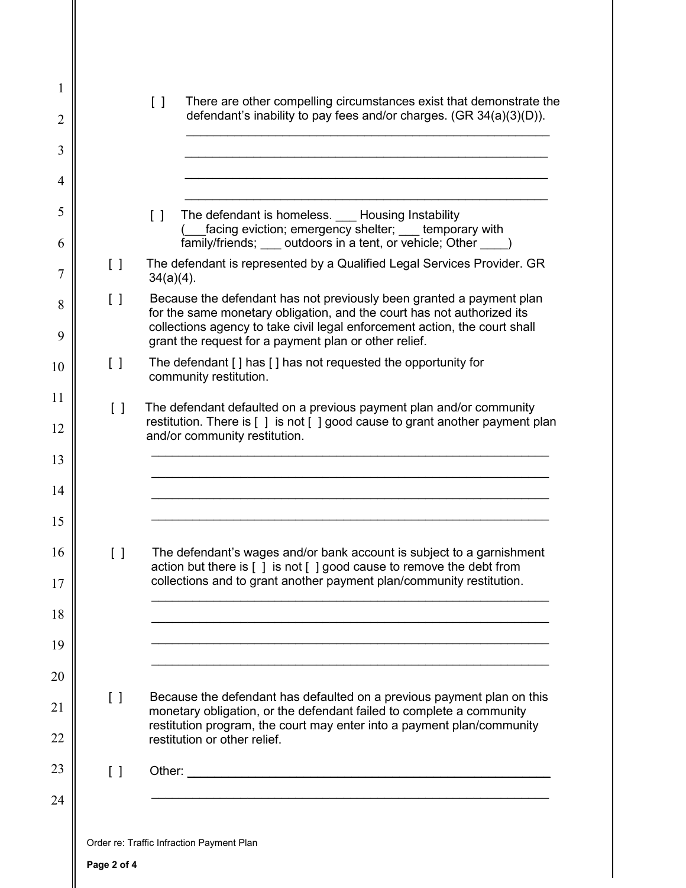- [ ] There are other compelling circumstances exist that demonstrate the defendant's inability to pay fees and/or charges. (GR 34(a)(3)(D)).

  ____________________________________________________________

  ____________________________________________________________

  ____________________________________________________________

  ____________________________________________________________

- [ ] The defendant is homeless. ___ Housing Instability (___facing eviction; emergency shelter; ___ temporary with family/friends; ___ outdoors in a tent, or vehicle; Other ____)

[ ] The defendant is represented by a Qualified Legal Services Provider. GR 34(a)(4).

[ ] Because the defendant has not previously been granted a payment plan for the same monetary obligation, and the court has not authorized its collections agency to take civil legal enforcement action, the court shall grant the request for a payment plan or other relief.

[ ] The defendant [ ] has [ ] has not requested the opportunity for community restitution.

[ ] The defendant defaulted on a previous payment plan and/or community restitution. There is [ ] is not [ ] good cause to grant another payment plan and/or community restitution.

____________________________________________________________

____________________________________________________________

____________________________________________________________

____________________________________________________________

[ ] The defendant's wages and/or bank account is subject to a garnishment action but there is [ ] is not [ ] good cause to remove the debt from collections and to grant another payment plan/community restitution.

____________________________________________________________

____________________________________________________________

____________________________________________________________

____________________________________________________________

[ ] Because the defendant has defaulted on a previous payment plan on this monetary obligation, or the defendant failed to complete a community restitution program, the court may enter into a payment plan/community restitution or other relief.

[ ] Other: ____________________________________________________________

____________________________________________________________

Order re: Traffic Infraction Payment Plan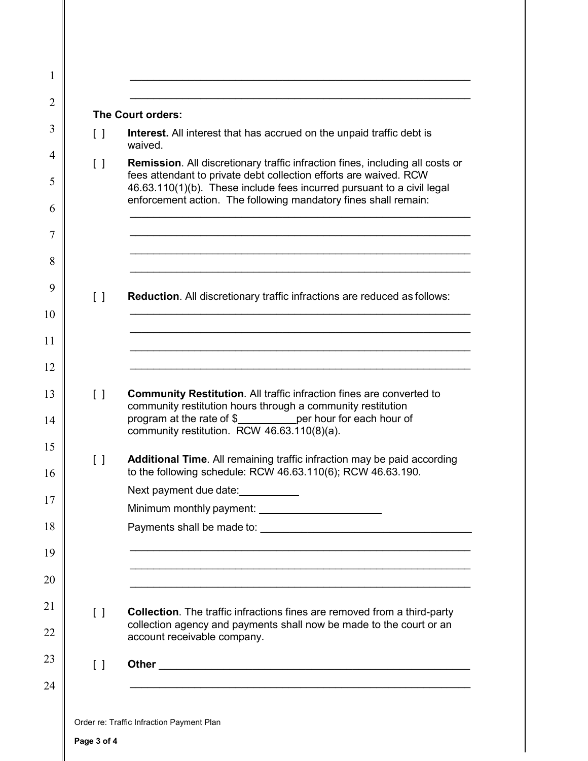\_\_\_\_\_\_\_\_\_\_\_\_\_\_\_\_\_\_\_\_\_\_\_\_\_\_\_\_\_\_\_\_\_\_\_\_\_\_\_\_\_\_\_\_\_\_\_\_\_\_\_\_\_\_\_\_

\_\_\_\_\_\_\_\_\_\_\_\_\_\_\_\_\_\_\_\_\_\_\_\_\_\_\_\_\_\_\_\_\_\_\_\_\_\_\_\_\_\_\_\_\_\_\_\_\_\_\_\_\_\_\_\_

**The Court orders:**

[ ] **Interest.** All interest that has accrued on the unpaid traffic debt is waived.

[ ] **Remission**. All discretionary traffic infraction fines, including all costs or fees attendant to private debt collection efforts are waived. RCW 46.63.110(1)(b). These include fees incurred pursuant to a civil legal enforcement action. The following mandatory fines shall remain:

\_\_\_\_\_\_\_\_\_\_\_\_\_\_\_\_\_\_\_\_\_\_\_\_\_\_\_\_\_\_\_\_\_\_\_\_\_\_\_\_\_\_\_\_\_\_\_\_\_\_\_\_\_\_\_\_

\_\_\_\_\_\_\_\_\_\_\_\_\_\_\_\_\_\_\_\_\_\_\_\_\_\_\_\_\_\_\_\_\_\_\_\_\_\_\_\_\_\_\_\_\_\_\_\_\_\_\_\_\_\_\_\_

\_\_\_\_\_\_\_\_\_\_\_\_\_\_\_\_\_\_\_\_\_\_\_\_\_\_\_\_\_\_\_\_\_\_\_\_\_\_\_\_\_\_\_\_\_\_\_\_\_\_\_\_\_\_\_\_

\_\_\_\_\_\_\_\_\_\_\_\_\_\_\_\_\_\_\_\_\_\_\_\_\_\_\_\_\_\_\_\_\_\_\_\_\_\_\_\_\_\_\_\_\_\_\_\_\_\_\_\_\_\_\_\_

[ ] **Reduction**. All discretionary traffic infractions are reduced as follows:

\_\_\_\_\_\_\_\_\_\_\_\_\_\_\_\_\_\_\_\_\_\_\_\_\_\_\_\_\_\_\_\_\_\_\_\_\_\_\_\_\_\_\_\_\_\_\_\_\_\_\_\_\_\_\_\_

\_\_\_\_\_\_\_\_\_\_\_\_\_\_\_\_\_\_\_\_\_\_\_\_\_\_\_\_\_\_\_\_\_\_\_\_\_\_\_\_\_\_\_\_\_\_\_\_\_\_\_\_\_\_\_\_

\_\_\_\_\_\_\_\_\_\_\_\_\_\_\_\_\_\_\_\_\_\_\_\_\_\_\_\_\_\_\_\_\_\_\_\_\_\_\_\_\_\_\_\_\_\_\_\_\_\_\_\_\_\_\_\_

\_\_\_\_\_\_\_\_\_\_\_\_\_\_\_\_\_\_\_\_\_\_\_\_\_\_\_\_\_\_\_\_\_\_\_\_\_\_\_\_\_\_\_\_\_\_\_\_\_\_\_\_\_\_\_\_

[ ] **Community Restitution**. All traffic infraction fines are converted to community restitution hours through a community restitution program at the rate of $\_\_\_\_\_\_\_\_\_\_per hour for each hour of community restitution. RCW 46.63.110(8)(a).

[ ] **Additional Time**. All remaining traffic infraction may be paid according to the following schedule: RCW 46.63.110(6); RCW 46.63.190.

Next payment due date:\_\_\_\_\_\_\_\_\_\_\_

Minimum monthly payment: \_\_\_\_\_\_\_\_\_\_\_\_\_\_\_\_\_\_\_\_\_\_

Payments shall be made to: \_\_\_\_\_\_\_\_\_\_\_\_\_\_\_\_\_\_\_\_\_\_\_\_\_\_\_\_\_\_\_\_\_\_\_\_\_

\_\_\_\_\_\_\_\_\_\_\_\_\_\_\_\_\_\_\_\_\_\_\_\_\_\_\_\_\_\_\_\_\_\_\_\_\_\_\_\_\_\_\_\_\_\_\_\_\_\_\_\_\_\_\_\_

\_\_\_\_\_\_\_\_\_\_\_\_\_\_\_\_\_\_\_\_\_\_\_\_\_\_\_\_\_\_\_\_\_\_\_\_\_\_\_\_\_\_\_\_\_\_\_\_\_\_\_\_\_\_\_\_

\_\_\_\_\_\_\_\_\_\_\_\_\_\_\_\_\_\_\_\_\_\_\_\_\_\_\_\_\_\_\_\_\_\_\_\_\_\_\_\_\_\_\_\_\_\_\_\_\_\_\_\_\_\_\_\_

[ ] **Collection**. The traffic infractions fines are removed from a third-party collection agency and payments shall now be made to the court or an account receivable company.

[ ] **Other** \_\_\_\_\_\_\_\_\_\_\_\_\_\_\_\_\_\_\_\_\_\_\_\_\_\_\_\_\_\_\_\_\_\_\_\_\_\_\_\_\_\_\_\_\_\_\_\_\_\_\_\_

\_\_\_\_\_\_\_\_\_\_\_\_\_\_\_\_\_\_\_\_\_\_\_\_\_\_\_\_\_\_\_\_\_\_\_\_\_\_\_\_\_\_\_\_\_\_\_\_\_\_\_\_\_\_\_\_

Order re: Traffic Infraction Payment Plan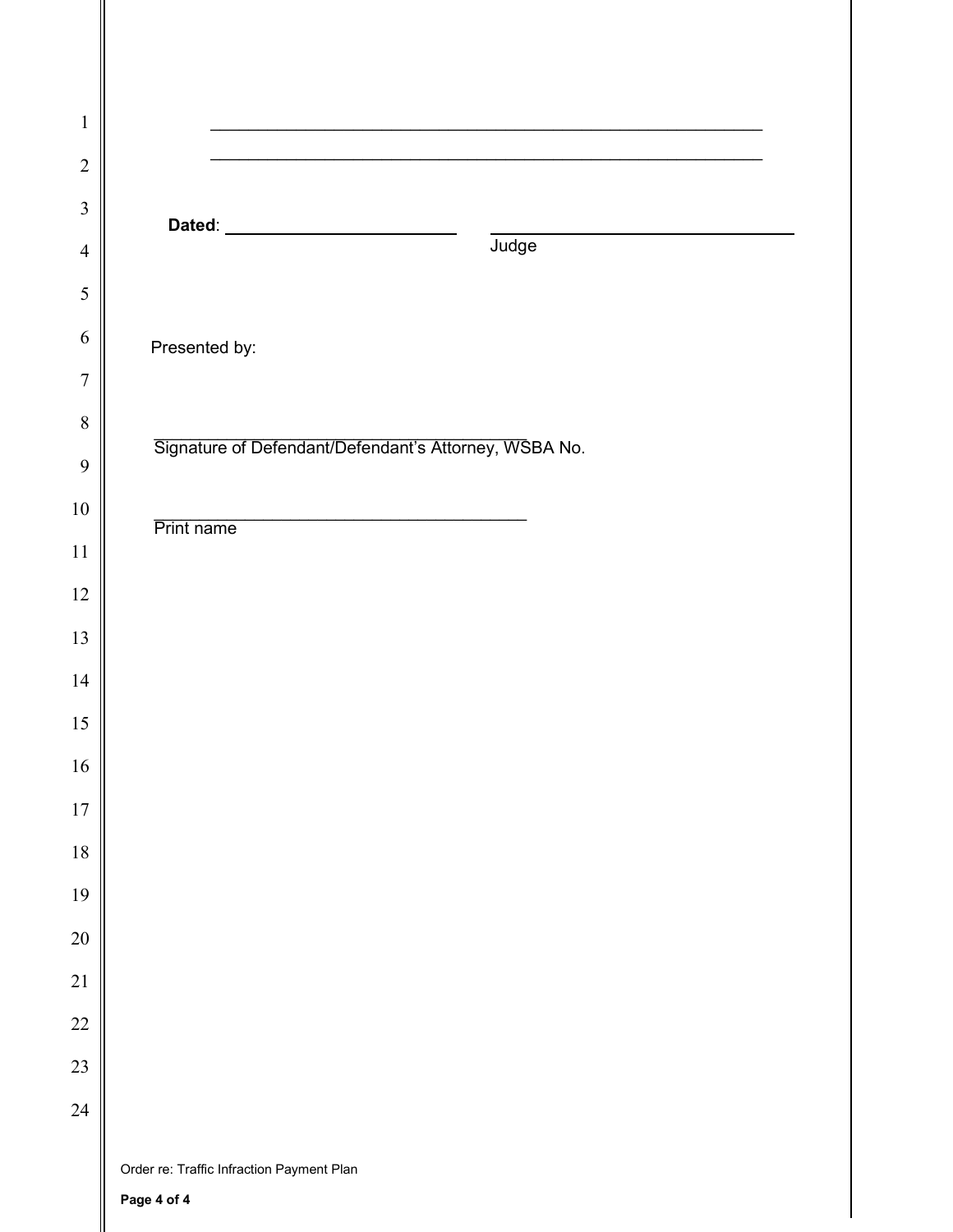\_\_\_\_\_\_\_\_\_\_\_\_\_\_\_\_\_\_\_\_\_\_\_\_\_\_\_\_\_\_\_\_\_\_\_\_\_\_\_\_\_\_\_\_\_\_\_\_\_\_\_\_\_\_\_\_

\_\_\_\_\_\_\_\_\_\_\_\_\_\_\_\_\_\_\_\_\_\_\_\_\_\_\_\_\_\_\_\_\_\_\_\_\_\_\_\_\_\_\_\_\_\_\_\_\_\_\_\_\_\_\_\_

**Dated**: \_\_\_\_\_\_\_\_\_\_\_\_\_\_\_\_\_\_\_\_\_\_\_\_ \_\_\_\_\_\_\_\_\_\_\_\_\_\_\_\_\_\_\_\_\_\_\_\_\_\_\_\_\_\_\_\_

Judge

Presented by:

\_\_\_\_\_\_\_\_\_\_\_\_\_\_\_\_\_\_\_\_\_\_\_\_\_\_\_\_\_\_\_\_\_\_\_\_\_\_\_\_

Signature of Defendant/Defendant's Attorney, WSBA No.

\_\_\_\_\_\_\_\_\_\_\_\_\_\_\_\_\_\_\_\_\_\_\_\_\_\_\_\_\_\_\_\_\_\_\_\_\_\_\_\_

Print name